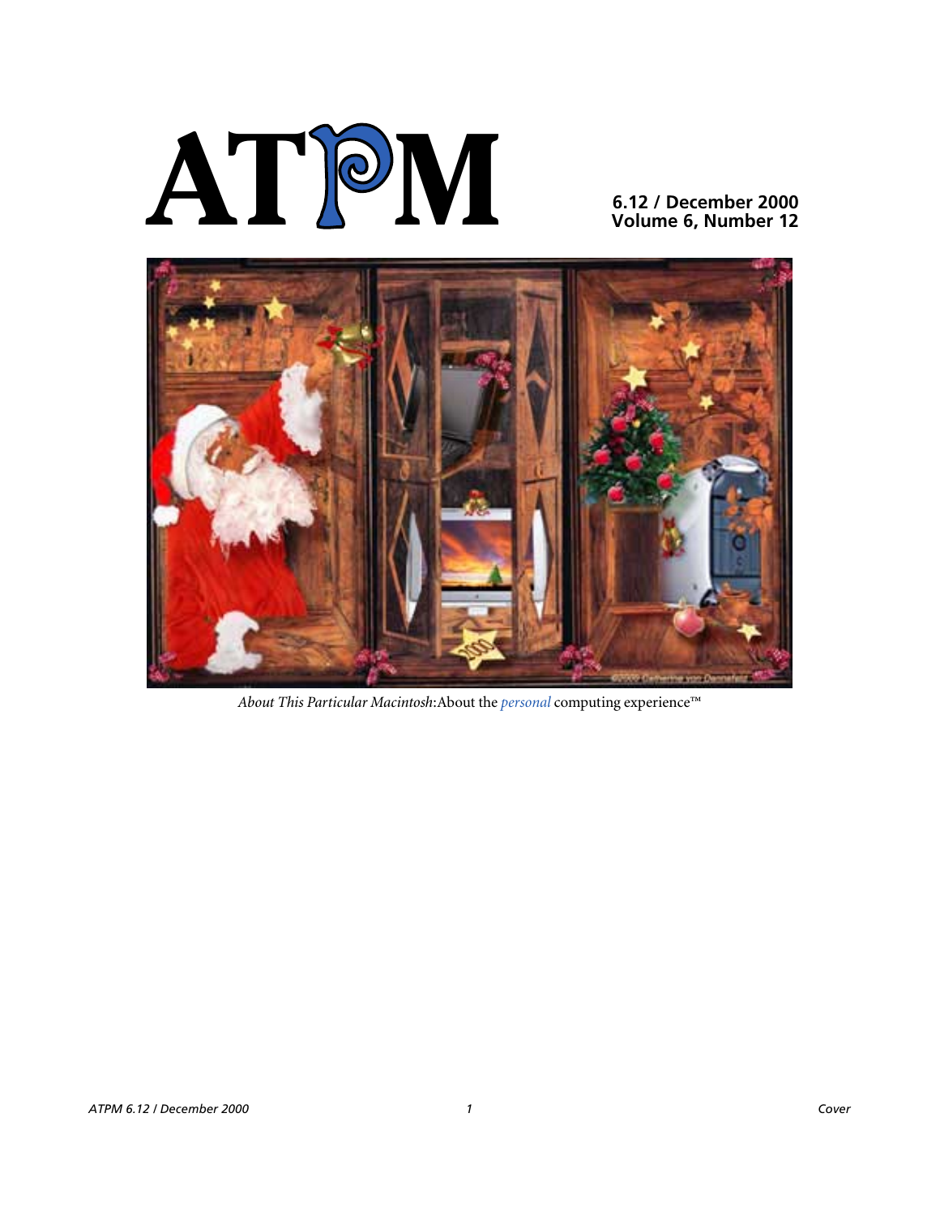# ATPM

**6.12 / December 2000**
**Volume 6, Number 12**

*About This Particular Macintosh*: About the *personal* computing experience™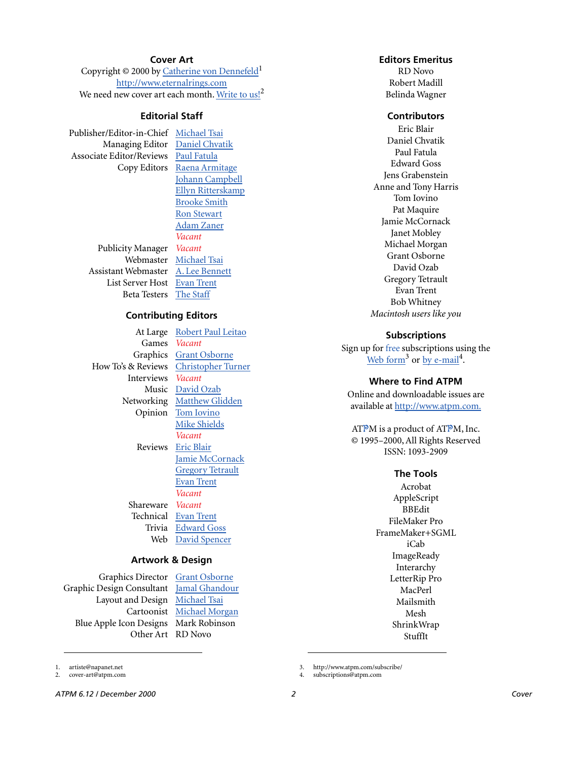## Cover Art

Copyright © 2000 by Catherine von Dennefeld[1]
http://www.eternalrings.com
We need new cover art each month. Write to us![2]

## Editorial Staff

| | |
|---|---|
| Publisher/Editor-in-Chief | Michael Tsai |
| Managing Editor | Daniel Chvatik |
| Associate Editor/Reviews | Paul Fatula |
| Copy Editors | Raena Armitage |
| | Johann Campbell |
| | Ellyn Ritterskamp |
| | Brooke Smith |
| | Ron Stewart |
| | Adam Zaner |
| | *Vacant* |
| Publicity Manager | *Vacant* |
| Webmaster | Michael Tsai |
| Assistant Webmaster | A. Lee Bennett |
| List Server Host | Evan Trent |
| Beta Testers | The Staff |

## Contributing Editors

| | |
|---|---|
| At Large | Robert Paul Leitao |
| Games | *Vacant* |
| Graphics | Grant Osborne |
| How To's & Reviews | Christopher Turner |
| Interviews | *Vacant* |
| Music | David Ozab |
| Networking | Matthew Glidden |
| Opinion | Tom Iovino |
| | Mike Shields |
| | *Vacant* |
| Reviews | Eric Blair |
| | Jamie McCornack |
| | Gregory Tetrault |
| | Evan Trent |
| | *Vacant* |
| Shareware | *Vacant* |
| Technical | Evan Trent |
| Trivia | Edward Goss |
| Web | David Spencer |

## Artwork & Design

| | |
|---|---|
| Graphics Director | Grant Osborne |
| Graphic Design Consultant | Jamal Ghandour |
| Layout and Design | Michael Tsai |
| Cartoonist | Michael Morgan |
| Blue Apple Icon Designs | Mark Robinson |
| Other Art | RD Novo |

## Editors Emeritus

RD Novo
Robert Madill
Belinda Wagner

## Contributors

Eric Blair
Daniel Chvatik
Paul Fatula
Edward Goss
Jens Grabenstein
Anne and Tony Harris
Tom Iovino
Pat Maquire
Jamie McCornack
Janet Mobley
Michael Morgan
Grant Osborne
David Ozab
Gregory Tetrault
Evan Trent
Bob Whitney
*Macintosh users like you*

## Subscriptions

Sign up for free subscriptions using the Web form[3] or by e-mail[4].

## Where to Find ATPM

Online and downloadable issues are available at http://www.atpm.com.

ATPM is a product of ATPM, Inc.
© 1995–2000, All Rights Reserved
ISSN: 1093-2909

## The Tools

Acrobat
AppleScript
BBEdit
FileMaker Pro
FrameMaker+SGML
iCab
ImageReady
Interarchy
LetterRip Pro
MacPerl
Mailsmith
Mesh
ShrinkWrap
StuffIt

---

1. artiste@napanet.net
2. cover-art@atpm.com
3. http://www.atpm.com/subscribe/
4. subscriptions@atpm.com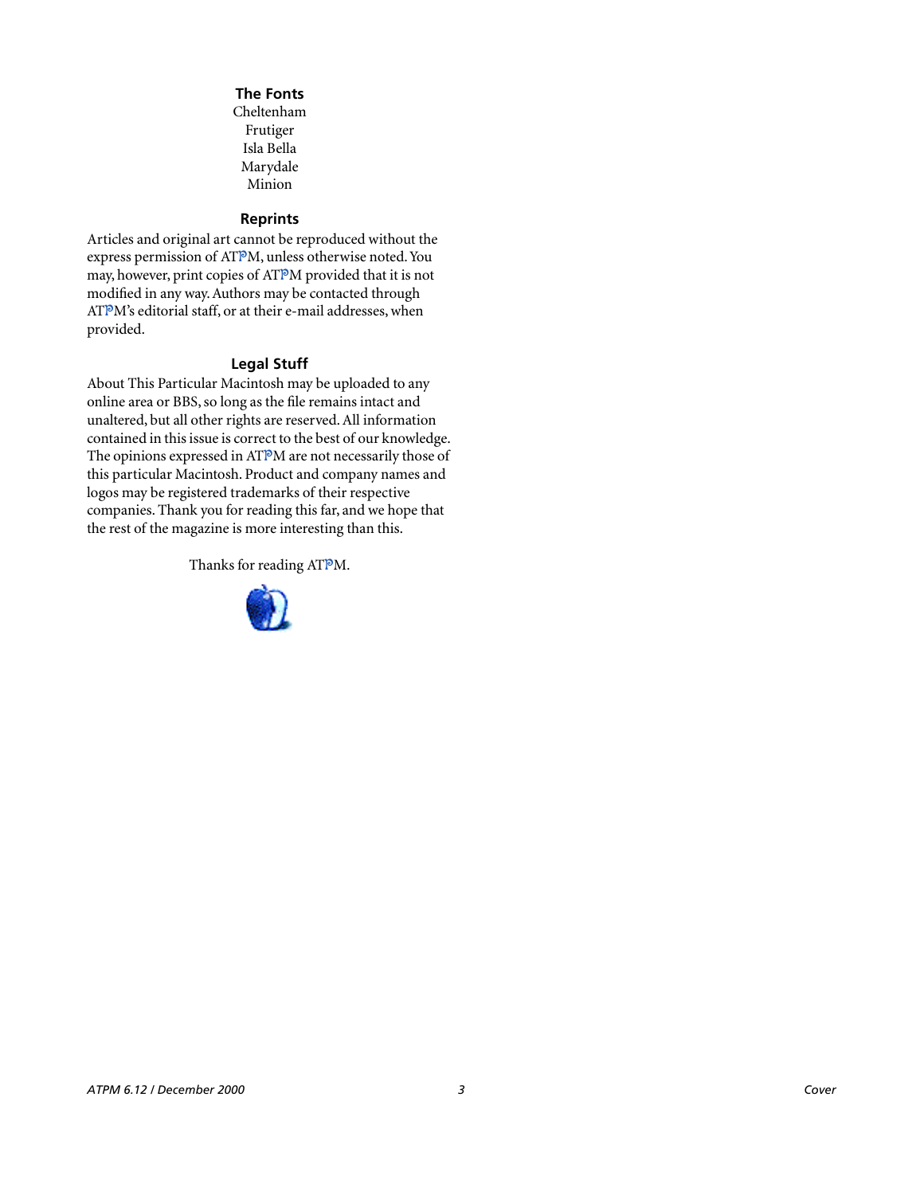## The Fonts

Cheltenham
Frutiger
Isla Bella
Marydale
Minion

## Reprints

Articles and original art cannot be reproduced without the express permission of ATPM, unless otherwise noted. You may, however, print copies of ATPM provided that it is not modified in any way. Authors may be contacted through ATPM's editorial staff, or at their e-mail addresses, when provided.

## Legal Stuff

About This Particular Macintosh may be uploaded to any online area or BBS, so long as the file remains intact and unaltered, but all other rights are reserved. All information contained in this issue is correct to the best of our knowledge. The opinions expressed in ATPM are not necessarily those of this particular Macintosh. Product and company names and logos may be registered trademarks of their respective companies. Thank you for reading this far, and we hope that the rest of the magazine is more interesting than this.

Thanks for reading ATPM.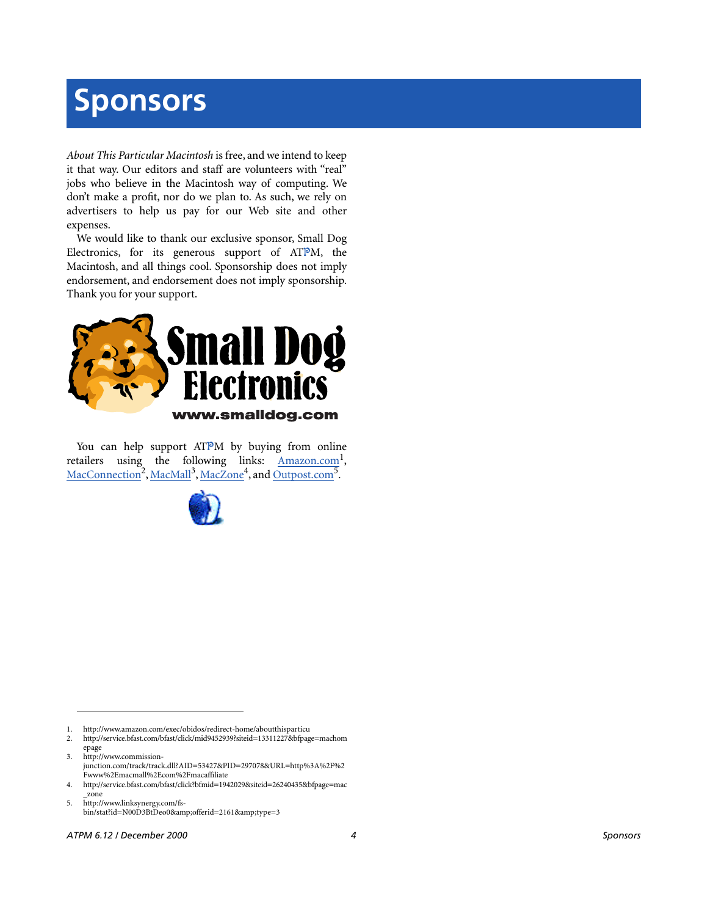# Sponsors

*About This Particular Macintosh* is free, and we intend to keep it that way. Our editors and staff are volunteers with "real" jobs who believe in the Macintosh way of computing. We don't make a profit, nor do we plan to. As such, we rely on advertisers to help us pay for our Web site and other expenses.

We would like to thank our exclusive sponsor, Small Dog Electronics, for its generous support of ATPM, the Macintosh, and all things cool. Sponsorship does not imply endorsement, and endorsement does not imply sponsorship. Thank you for your support.

You can help support ATPM by buying from online retailers using the following links: Amazon.com[1], MacConnection[2], MacMall[3], MacZone[4], and Outpost.com[5].

1. http://www.amazon.com/exec/obidos/redirect-home/aboutthisparticu
2. http://service.bfast.com/bfast/click/mid9452939?siteid=13311227&bfpage=machomepage
3. http://www.commission-junction.com/track/track.dll?AID=53427&PID=297078&URL=http%3A%2F%2Fwww%2Emacmall%2Ecom%2Fmacaffiliate
4. http://service.bfast.com/bfast/click?bfmid=1942029&siteid=26240435&bfpage=mac_zone
5. http://www.linksynergy.com/fs-bin/stat?id=N00D3BtDeo0&amp;offerid=2161&amp;type=3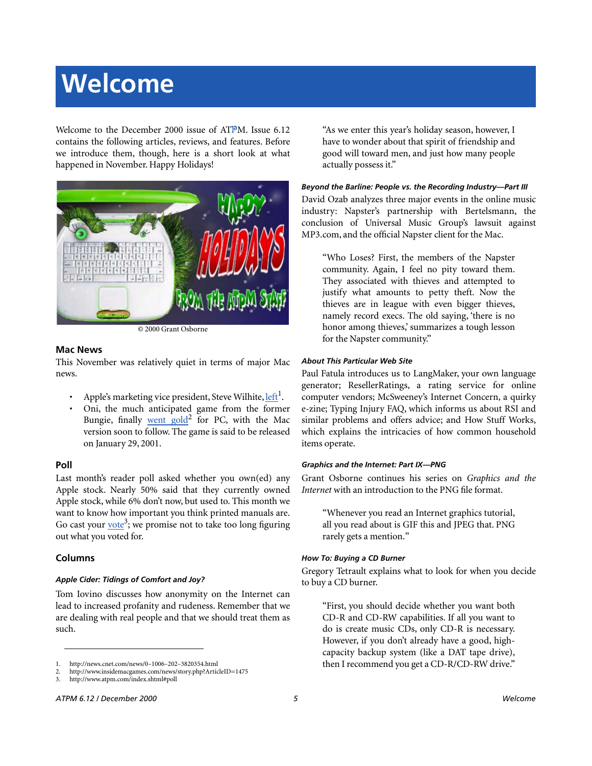# Welcome

Welcome to the December 2000 issue of ATPM. Issue 6.12 contains the following articles, reviews, and features. Before we introduce them, though, here is a short look at what happened in November. Happy Holidays!

© 2000 Grant Osborne

### Mac News

This November was relatively quiet in terms of major Mac news.

- Apple's marketing vice president, Steve Wilhite, left[1].
- Oni, the much anticipated game from the former Bungie, finally went gold[2] for PC, with the Mac version soon to follow. The game is said to be released on January 29, 2001.

### Poll

Last month's reader poll asked whether you own(ed) any Apple stock. Nearly 50% said that they currently owned Apple stock, while 6% don't now, but used to. This month we want to know how important you think printed manuals are. Go cast your vote[3]; we promise not to take too long figuring out what you voted for.

### Columns

#### *Apple Cider: Tidings of Comfort and Joy?*

Tom Iovino discusses how anonymity on the Internet can lead to increased profanity and rudeness. Remember that we are dealing with real people and that we should treat them as such.

> "As we enter this year's holiday season, however, I have to wonder about that spirit of friendship and good will toward men, and just how many people actually possess it."

#### *Beyond the Barline: People vs. the Recording Industry—Part III*

David Ozab analyzes three major events in the online music industry: Napster's partnership with Bertelsmann, the conclusion of Universal Music Group's lawsuit against MP3.com, and the official Napster client for the Mac.

> "Who Loses? First, the members of the Napster community. Again, I feel no pity toward them. They associated with thieves and attempted to justify what amounts to petty theft. Now the thieves are in league with even bigger thieves, namely record execs. The old saying, 'there is no honor among thieves,' summarizes a tough lesson for the Napster community."

#### *About This Particular Web Site*

Paul Fatula introduces us to LangMaker, your own language generator; ResellerRatings, a rating service for online computer vendors; McSweeney's Internet Concern, a quirky e-zine; Typing Injury FAQ, which informs us about RSI and similar problems and offers advice; and How Stuff Works, which explains the intricacies of how common household items operate.

#### *Graphics and the Internet: Part IX—PNG*

Grant Osborne continues his series on *Graphics and the Internet* with an introduction to the PNG file format.

> "Whenever you read an Internet graphics tutorial, all you read about is GIF this and JPEG that. PNG rarely gets a mention."

#### *How To: Buying a CD Burner*

Gregory Tetrault explains what to look for when you decide to buy a CD burner.

> "First, you should decide whether you want both CD-R and CD-RW capabilities. If all you want to do is create music CDs, only CD-R is necessary. However, if you don't already have a good, high-capacity backup system (like a DAT tape drive), then I recommend you get a CD-R/CD-RW drive."

---

1. http://news.cnet.com/news/0-1006-202-3820354.html
2. http://www.insidemacgames.com/news/story.php?ArticleID=1475
3. http://www.atpm.com/index.shtml#poll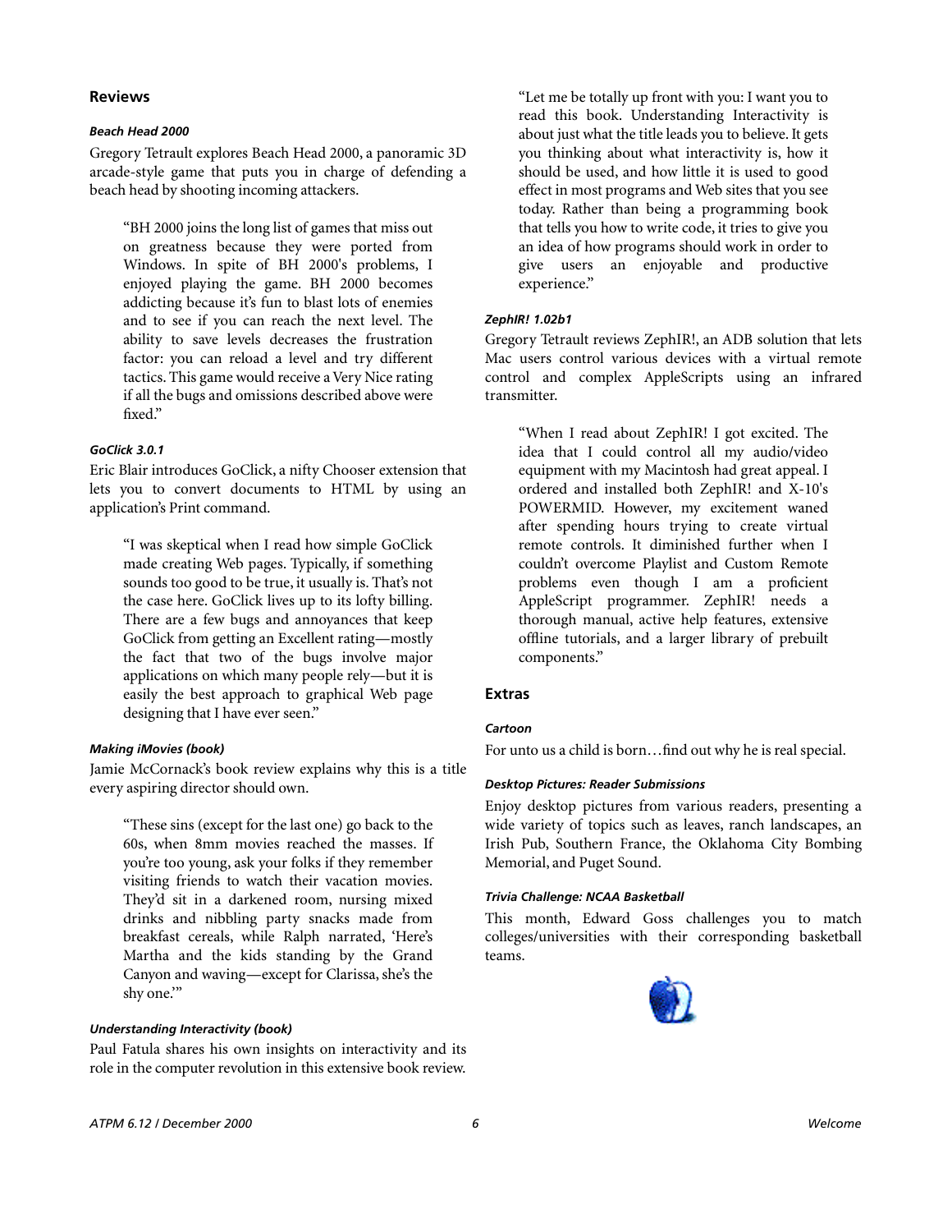## Reviews

#### *Beach Head 2000*

Gregory Tetrault explores Beach Head 2000, a panoramic 3D arcade-style game that puts you in charge of defending a beach head by shooting incoming attackers.

> "BH 2000 joins the long list of games that miss out on greatness because they were ported from Windows. In spite of BH 2000's problems, I enjoyed playing the game. BH 2000 becomes addicting because it's fun to blast lots of enemies and to see if you can reach the next level. The ability to save levels decreases the frustration factor: you can reload a level and try different tactics. This game would receive a Very Nice rating if all the bugs and omissions described above were fixed."

#### *GoClick 3.0.1*

Eric Blair introduces GoClick, a nifty Chooser extension that lets you to convert documents to HTML by using an application's Print command.

> "I was skeptical when I read how simple GoClick made creating Web pages. Typically, if something sounds too good to be true, it usually is. That's not the case here. GoClick lives up to its lofty billing. There are a few bugs and annoyances that keep GoClick from getting an Excellent rating—mostly the fact that two of the bugs involve major applications on which many people rely—but it is easily the best approach to graphical Web page designing that I have ever seen."

#### *Making iMovies (book)*

Jamie McCornack's book review explains why this is a title every aspiring director should own.

> "These sins (except for the last one) go back to the 60s, when 8mm movies reached the masses. If you're too young, ask your folks if they remember visiting friends to watch their vacation movies. They'd sit in a darkened room, nursing mixed drinks and nibbling party snacks made from breakfast cereals, while Ralph narrated, 'Here's Martha and the kids standing by the Grand Canyon and waving—except for Clarissa, she's the shy one.'"

#### *Understanding Interactivity (book)*

Paul Fatula shares his own insights on interactivity and its role in the computer revolution in this extensive book review.

> "Let me be totally up front with you: I want you to read this book. Understanding Interactivity is about just what the title leads you to believe. It gets you thinking about what interactivity is, how it should be used, and how little it is used to good effect in most programs and Web sites that you see today. Rather than being a programming book that tells you how to write code, it tries to give you an idea of how programs should work in order to give users an enjoyable and productive experience."

#### *ZephIR! 1.02b1*

Gregory Tetrault reviews ZephIR!, an ADB solution that lets Mac users control various devices with a virtual remote control and complex AppleScripts using an infrared transmitter.

> "When I read about ZephIR! I got excited. The idea that I could control all my audio/video equipment with my Macintosh had great appeal. I ordered and installed both ZephIR! and X-10's POWERMID. However, my excitement waned after spending hours trying to create virtual remote controls. It diminished further when I couldn't overcome Playlist and Custom Remote problems even though I am a proficient AppleScript programmer. ZephIR! needs a thorough manual, active help features, extensive offline tutorials, and a larger library of prebuilt components."

## Extras

#### *Cartoon*

For unto us a child is born…find out why he is real special.

#### *Desktop Pictures: Reader Submissions*

Enjoy desktop pictures from various readers, presenting a wide variety of topics such as leaves, ranch landscapes, an Irish Pub, Southern France, the Oklahoma City Bombing Memorial, and Puget Sound.

#### *Trivia Challenge: NCAA Basketball*

This month, Edward Goss challenges you to match colleges/universities with their corresponding basketball teams.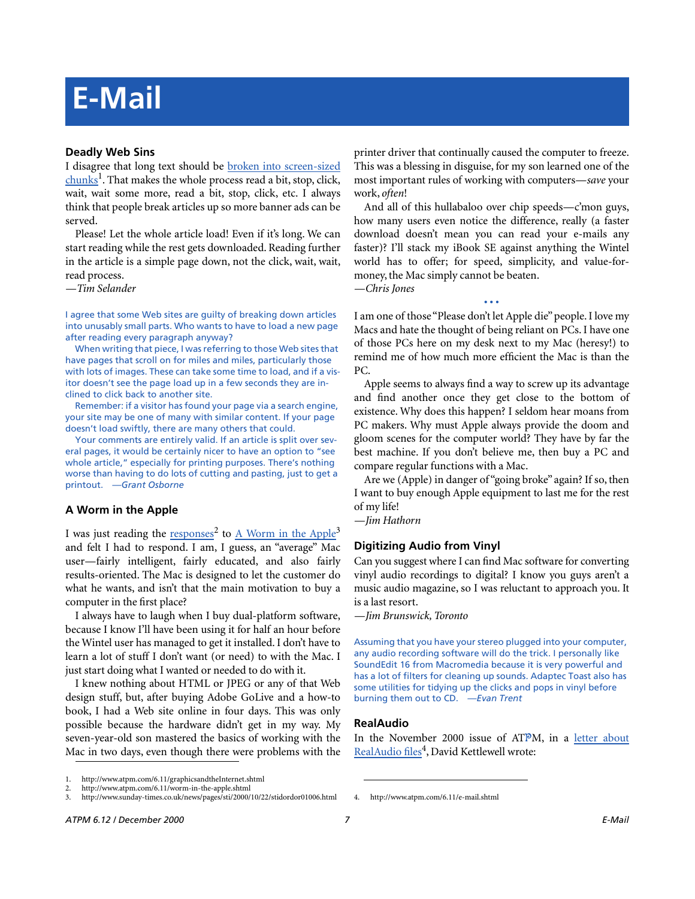# E-Mail

### Deadly Web Sins

I disagree that long text should be broken into screen-sized chunks[1]. That makes the whole process read a bit, stop, click, wait, wait some more, read a bit, stop, click, etc. I always think that people break articles up so more banner ads can be served.

Please! Let the whole article load! Even if it's long. We can start reading while the rest gets downloaded. Reading further in the article is a simple page down, not the click, wait, wait, read process.

*—Tim Selander*

I agree that some Web sites are guilty of breaking down articles into unusably small parts. Who wants to have to load a new page after reading every paragraph anyway?

When writing that piece, I was referring to those Web sites that have pages that scroll on for miles and miles, particularly those with lots of images. These can take some time to load, and if a visitor doesn't see the page load up in a few seconds they are inclined to click back to another site.

Remember: if a visitor has found your page via a search engine, your site may be one of many with similar content. If your page doesn't load swiftly, there are many others that could.

Your comments are entirely valid. If an article is split over several pages, it would be certainly nicer to have an option to "see whole article," especially for printing purposes. There's nothing worse than having to do lots of cutting and pasting, just to get a printout. *—Grant Osborne*

### A Worm in the Apple

I was just reading the responses[2] to A Worm in the Apple[3] and felt I had to respond. I am, I guess, an "average" Mac user—fairly intelligent, fairly educated, and also fairly results-oriented. The Mac is designed to let the customer do what he wants, and isn't that the main motivation to buy a computer in the first place?

I always have to laugh when I buy dual-platform software, because I know I'll have been using it for half an hour before the Wintel user has managed to get it installed. I don't have to learn a lot of stuff I don't want (or need) to with the Mac. I just start doing what I wanted or needed to do with it.

I knew nothing about HTML or JPEG or any of that Web design stuff, but, after buying Adobe GoLive and a how-to book, I had a Web site online in four days. This was only possible because the hardware didn't get in my way. My seven-year-old son mastered the basics of working with the Mac in two days, even though there were problems with the printer driver that continually caused the computer to freeze. This was a blessing in disguise, for my son learned one of the most important rules of working with computers—*save* your work, *often*!

And all of this hullabaloo over chip speeds—c'mon guys, how many users even notice the difference, really (a faster download doesn't mean you can read your e-mails any faster)? I'll stack my iBook SE against anything the Wintel world has to offer; for speed, simplicity, and value-for-money, the Mac simply cannot be beaten.

*—Chris Jones*

• • •

I am one of those "Please don't let Apple die" people. I love my Macs and hate the thought of being reliant on PCs. I have one of those PCs here on my desk next to my Mac (heresy!) to remind me of how much more efficient the Mac is than the PC.

Apple seems to always find a way to screw up its advantage and find another once they get close to the bottom of existence. Why does this happen? I seldom hear moans from PC makers. Why must Apple always provide the doom and gloom scenes for the computer world? They have by far the best machine. If you don't believe me, then buy a PC and compare regular functions with a Mac.

Are we (Apple) in danger of "going broke" again? If so, then I want to buy enough Apple equipment to last me for the rest of my life!

*—Jim Hathorn*

### Digitizing Audio from Vinyl

Can you suggest where I can find Mac software for converting vinyl audio recordings to digital? I know you guys aren't a music audio magazine, so I was reluctant to approach you. It is a last resort.

*—Jim Brunswick, Toronto*

Assuming that you have your stereo plugged into your computer, any audio recording software will do the trick. I personally like SoundEdit 16 from Macromedia because it is very powerful and has a lot of filters for cleaning up sounds. Adaptec Toast also has some utilities for tidying up the clicks and pops in vinyl before burning them out to CD. *—Evan Trent*

### RealAudio

In the November 2000 issue of ATPM, in a letter about RealAudio files[4], David Kettlewell wrote:

---

1. http://www.atpm.com/6.11/graphicsandtheInternet.shtml
2. http://www.atpm.com/6.11/worm-in-the-apple.shtml
3. http://www.sunday-times.co.uk/news/pages/sti/2000/10/22/stidordor01006.html
4. http://www.atpm.com/6.11/e-mail.shtml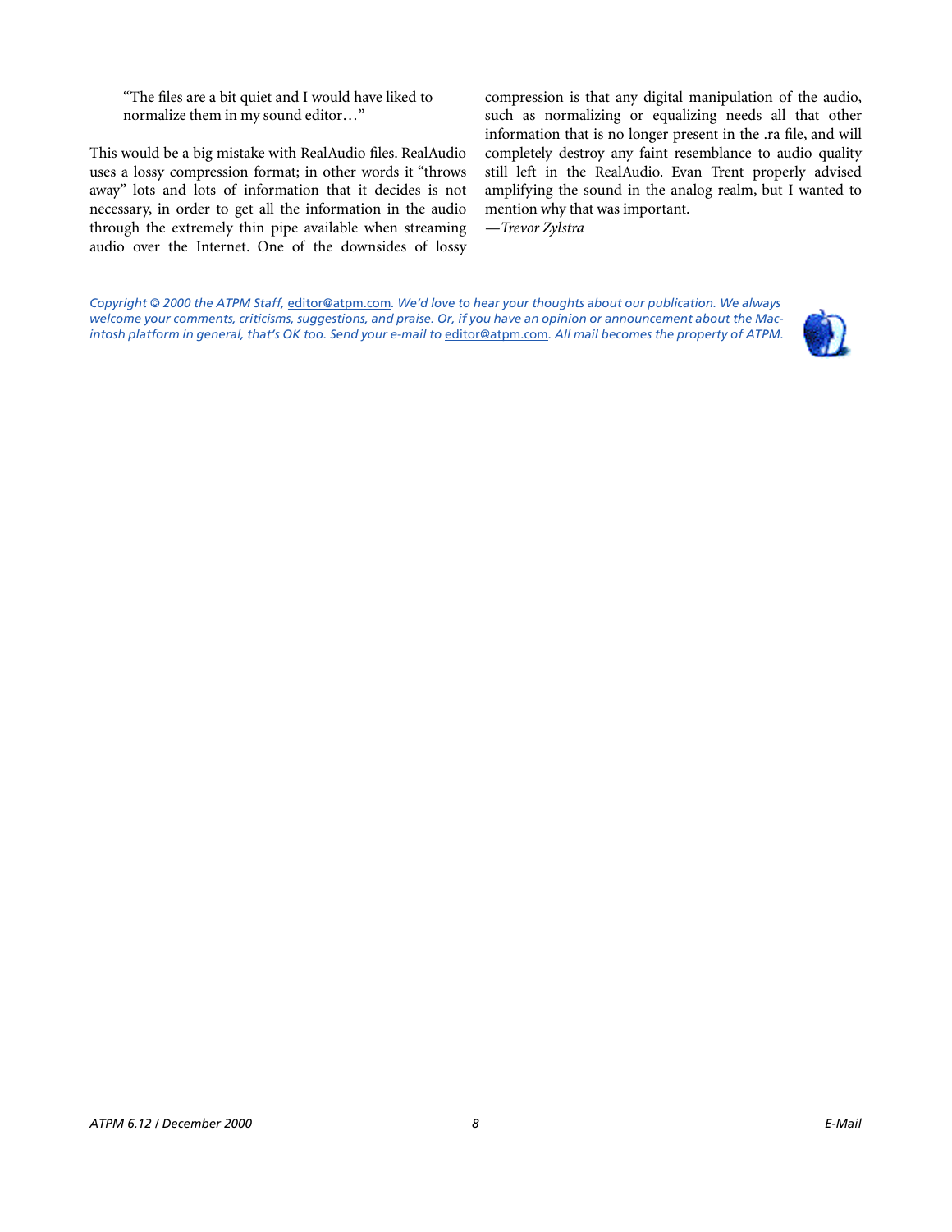> "The files are a bit quiet and I would have liked to normalize them in my sound editor…"

This would be a big mistake with RealAudio files. RealAudio uses a lossy compression format; in other words it "throws away" lots and lots of information that it decides is not necessary, in order to get all the information in the audio through the extremely thin pipe available when streaming audio over the Internet. One of the downsides of lossy compression is that any digital manipulation of the audio, such as normalizing or equalizing needs all that other information that is no longer present in the .ra file, and will completely destroy any faint resemblance to audio quality still left in the RealAudio. Evan Trent properly advised amplifying the sound in the analog realm, but I wanted to mention why that was important.
*—Trevor Zylstra*

*Copyright © 2000 the ATPM Staff,* editor@atpm.com*. We'd love to hear your thoughts about our publication. We always welcome your comments, criticisms, suggestions, and praise. Or, if you have an opinion or announcement about the Macintosh platform in general, that's OK too. Send your e-mail to* editor@atpm.com*. All mail becomes the property of ATPM.*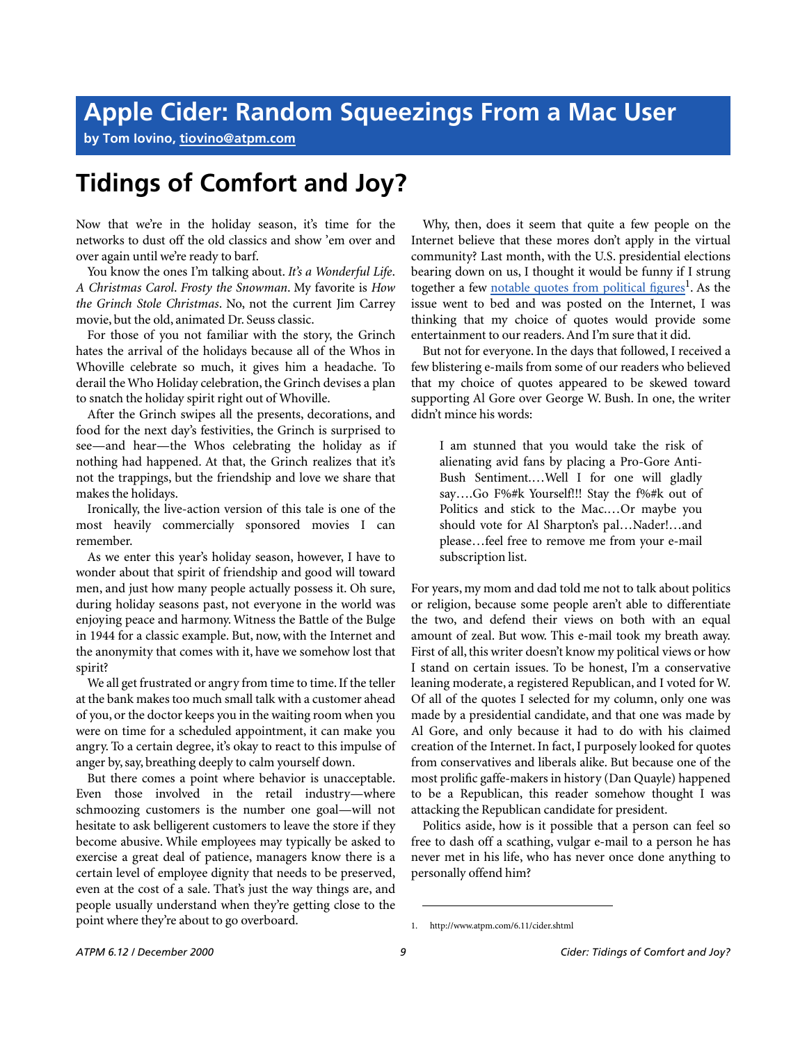# Apple Cider: Random Squeezings From a Mac User

**by Tom Iovino, tiovino@atpm.com**

## Tidings of Comfort and Joy?

Now that we're in the holiday season, it's time for the networks to dust off the old classics and show 'em over and over again until we're ready to barf.

You know the ones I'm talking about. *It's a Wonderful Life*. *A Christmas Carol*. *Frosty the Snowman*. My favorite is *How the Grinch Stole Christmas*. No, not the current Jim Carrey movie, but the old, animated Dr. Seuss classic.

For those of you not familiar with the story, the Grinch hates the arrival of the holidays because all of the Whos in Whoville celebrate so much, it gives him a headache. To derail the Who Holiday celebration, the Grinch devises a plan to snatch the holiday spirit right out of Whoville.

After the Grinch swipes all the presents, decorations, and food for the next day's festivities, the Grinch is surprised to see—and hear—the Whos celebrating the holiday as if nothing had happened. At that, the Grinch realizes that it's not the trappings, but the friendship and love we share that makes the holidays.

Ironically, the live-action version of this tale is one of the most heavily commercially sponsored movies I can remember.

As we enter this year's holiday season, however, I have to wonder about that spirit of friendship and good will toward men, and just how many people actually possess it. Oh sure, during holiday seasons past, not everyone in the world was enjoying peace and harmony. Witness the Battle of the Bulge in 1944 for a classic example. But, now, with the Internet and the anonymity that comes with it, have we somehow lost that spirit?

We all get frustrated or angry from time to time. If the teller at the bank makes too much small talk with a customer ahead of you, or the doctor keeps you in the waiting room when you were on time for a scheduled appointment, it can make you angry. To a certain degree, it's okay to react to this impulse of anger by, say, breathing deeply to calm yourself down.

But there comes a point where behavior is unacceptable. Even those involved in the retail industry—where schmoozing customers is the number one goal—will not hesitate to ask belligerent customers to leave the store if they become abusive. While employees may typically be asked to exercise a great deal of patience, managers know there is a certain level of employee dignity that needs to be preserved, even at the cost of a sale. That's just the way things are, and people usually understand when they're getting close to the point where they're about to go overboard.

Why, then, does it seem that quite a few people on the Internet believe that these mores don't apply in the virtual community? Last month, with the U.S. presidential elections bearing down on us, I thought it would be funny if I strung together a few notable quotes from political figures[1]. As the issue went to bed and was posted on the Internet, I was thinking that my choice of quotes would provide some entertainment to our readers. And I'm sure that it did.

But not for everyone. In the days that followed, I received a few blistering e-mails from some of our readers who believed that my choice of quotes appeared to be skewed toward supporting Al Gore over George W. Bush. In one, the writer didn't mince his words:

> I am stunned that you would take the risk of alienating avid fans by placing a Pro-Gore Anti-Bush Sentiment.…Well I for one will gladly say….Go F%#k Yourself!!! Stay the f%#k out of Politics and stick to the Mac.…Or maybe you should vote for Al Sharpton's pal…Nader!…and please…feel free to remove me from your e-mail subscription list.

For years, my mom and dad told me not to talk about politics or religion, because some people aren't able to differentiate the two, and defend their views on both with an equal amount of zeal. But wow. This e-mail took my breath away. First of all, this writer doesn't know my political views or how I stand on certain issues. To be honest, I'm a conservative leaning moderate, a registered Republican, and I voted for W. Of all of the quotes I selected for my column, only one was made by a presidential candidate, and that one was made by Al Gore, and only because it had to do with his claimed creation of the Internet. In fact, I purposely looked for quotes from conservatives and liberals alike. But because one of the most prolific gaffe-makers in history (Dan Quayle) happened to be a Republican, this reader somehow thought I was attacking the Republican candidate for president.

Politics aside, how is it possible that a person can feel so free to dash off a scathing, vulgar e-mail to a person he has never met in his life, who has never once done anything to personally offend him?

---

1. http://www.atpm.com/6.11/cider.shtml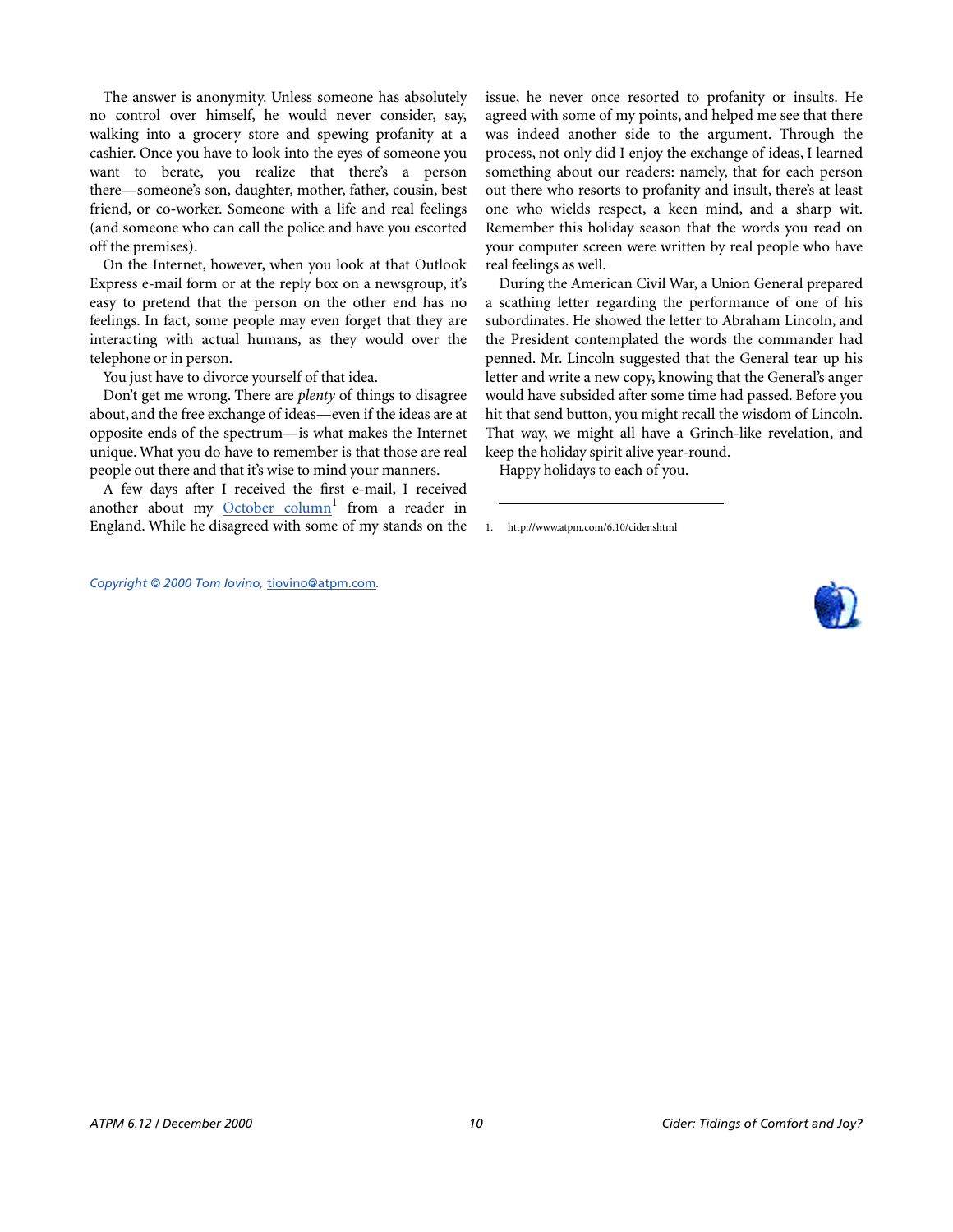The answer is anonymity. Unless someone has absolutely no control over himself, he would never consider, say, walking into a grocery store and spewing profanity at a cashier. Once you have to look into the eyes of someone you want to berate, you realize that there's a person there—someone's son, daughter, mother, father, cousin, best friend, or co-worker. Someone with a life and real feelings (and someone who can call the police and have you escorted off the premises).

On the Internet, however, when you look at that Outlook Express e-mail form or at the reply box on a newsgroup, it's easy to pretend that the person on the other end has no feelings. In fact, some people may even forget that they are interacting with actual humans, as they would over the telephone or in person.

You just have to divorce yourself of that idea.

Don't get me wrong. There are *plenty* of things to disagree about, and the free exchange of ideas—even if the ideas are at opposite ends of the spectrum—is what makes the Internet unique. What you do have to remember is that those are real people out there and that it's wise to mind your manners.

A few days after I received the first e-mail, I received another about my October column[1] from a reader in England. While he disagreed with some of my stands on the issue, he never once resorted to profanity or insults. He agreed with some of my points, and helped me see that there was indeed another side to the argument. Through the process, not only did I enjoy the exchange of ideas, I learned something about our readers: namely, that for each person out there who resorts to profanity and insult, there's at least one who wields respect, a keen mind, and a sharp wit. Remember this holiday season that the words you read on your computer screen were written by real people who have real feelings as well.

During the American Civil War, a Union General prepared a scathing letter regarding the performance of one of his subordinates. He showed the letter to Abraham Lincoln, and the President contemplated the words the commander had penned. Mr. Lincoln suggested that the General tear up his letter and write a new copy, knowing that the General's anger would have subsided after some time had passed. Before you hit that send button, you might recall the wisdom of Lincoln. That way, we might all have a Grinch-like revelation, and keep the holiday spirit alive year-round.

Happy holidays to each of you.

---

1. http://www.atpm.com/6.10/cider.shtml

*Copyright © 2000 Tom Iovino, tiovino@atpm.com.*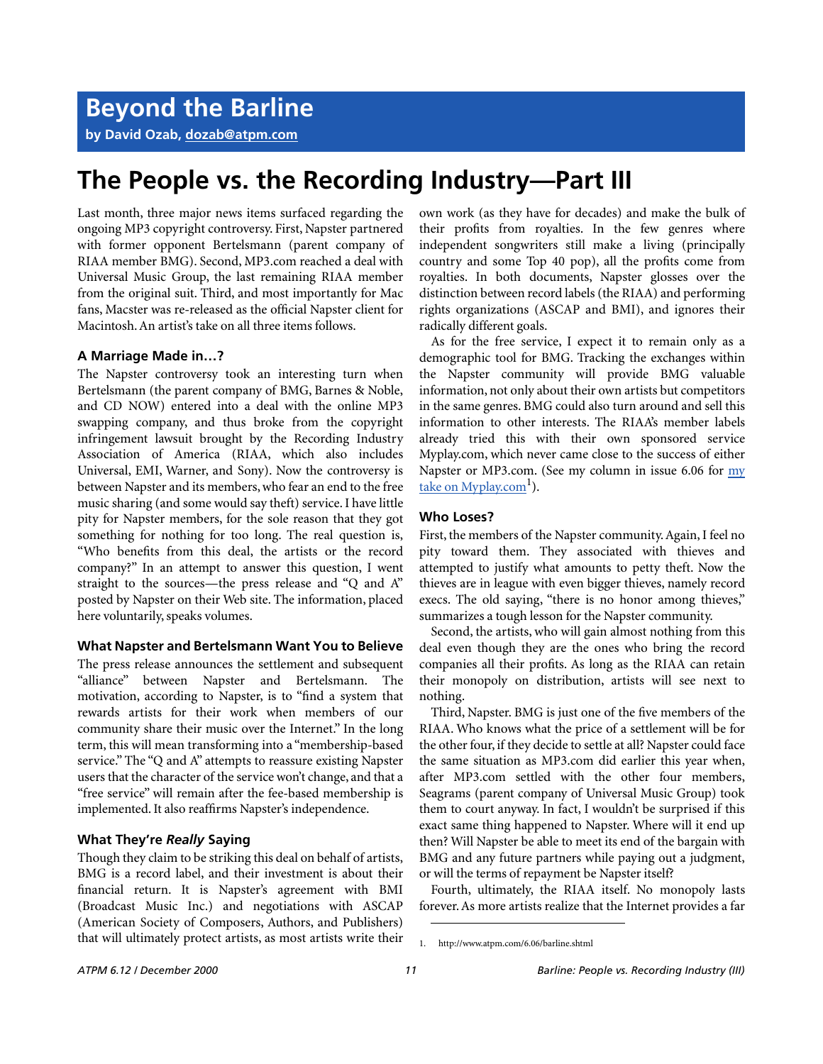# Beyond the Barline

**by David Ozab, dozab@atpm.com**

# The People vs. the Recording Industry—Part III

Last month, three major news items surfaced regarding the ongoing MP3 copyright controversy. First, Napster partnered with former opponent Bertelsmann (parent company of RIAA member BMG). Second, MP3.com reached a deal with Universal Music Group, the last remaining RIAA member from the original suit. Third, and most importantly for Mac fans, Macster was re-released as the official Napster client for Macintosh. An artist's take on all three items follows.

### A Marriage Made in…?

The Napster controversy took an interesting turn when Bertelsmann (the parent company of BMG, Barnes & Noble, and CD NOW) entered into a deal with the online MP3 swapping company, and thus broke from the copyright infringement lawsuit brought by the Recording Industry Association of America (RIAA, which also includes Universal, EMI, Warner, and Sony). Now the controversy is between Napster and its members, who fear an end to the free music sharing (and some would say theft) service. I have little pity for Napster members, for the sole reason that they got something for nothing for too long. The real question is, "Who benefits from this deal, the artists or the record company?" In an attempt to answer this question, I went straight to the sources—the press release and "Q and A" posted by Napster on their Web site. The information, placed here voluntarily, speaks volumes.

### What Napster and Bertelsmann Want You to Believe

The press release announces the settlement and subsequent "alliance" between Napster and Bertelsmann. The motivation, according to Napster, is to "find a system that rewards artists for their work when members of our community share their music over the Internet." In the long term, this will mean transforming into a "membership-based service." The "Q and A" attempts to reassure existing Napster users that the character of the service won't change, and that a "free service" will remain after the fee-based membership is implemented. It also reaffirms Napster's independence.

### What They're *Really* Saying

Though they claim to be striking this deal on behalf of artists, BMG is a record label, and their investment is about their financial return. It is Napster's agreement with BMI (Broadcast Music Inc.) and negotiations with ASCAP (American Society of Composers, Authors, and Publishers) that will ultimately protect artists, as most artists write their own work (as they have for decades) and make the bulk of their profits from royalties. In the few genres where independent songwriters still make a living (principally country and some Top 40 pop), all the profits come from royalties. In both documents, Napster glosses over the distinction between record labels (the RIAA) and performing rights organizations (ASCAP and BMI), and ignores their radically different goals.

As for the free service, I expect it to remain only as a demographic tool for BMG. Tracking the exchanges within the Napster community will provide BMG valuable information, not only about their own artists but competitors in the same genres. BMG could also turn around and sell this information to other interests. The RIAA's member labels already tried this with their own sponsored service Myplay.com, which never came close to the success of either Napster or MP3.com. (See my column in issue 6.06 for my take on Myplay.com[1]).

### Who Loses?

First, the members of the Napster community. Again, I feel no pity toward them. They associated with thieves and attempted to justify what amounts to petty theft. Now the thieves are in league with even bigger thieves, namely record execs. The old saying, "there is no honor among thieves," summarizes a tough lesson for the Napster community.

Second, the artists, who will gain almost nothing from this deal even though they are the ones who bring the record companies all their profits. As long as the RIAA can retain their monopoly on distribution, artists will see next to nothing.

Third, Napster. BMG is just one of the five members of the RIAA. Who knows what the price of a settlement will be for the other four, if they decide to settle at all? Napster could face the same situation as MP3.com did earlier this year when, after MP3.com settled with the other four members, Seagrams (parent company of Universal Music Group) took them to court anyway. In fact, I wouldn't be surprised if this exact same thing happened to Napster. Where will it end up then? Will Napster be able to meet its end of the bargain with BMG and any future partners while paying out a judgment, or will the terms of repayment be Napster itself?

Fourth, ultimately, the RIAA itself. No monopoly lasts forever. As more artists realize that the Internet provides a far

1. http://www.atpm.com/6.06/barline.shtml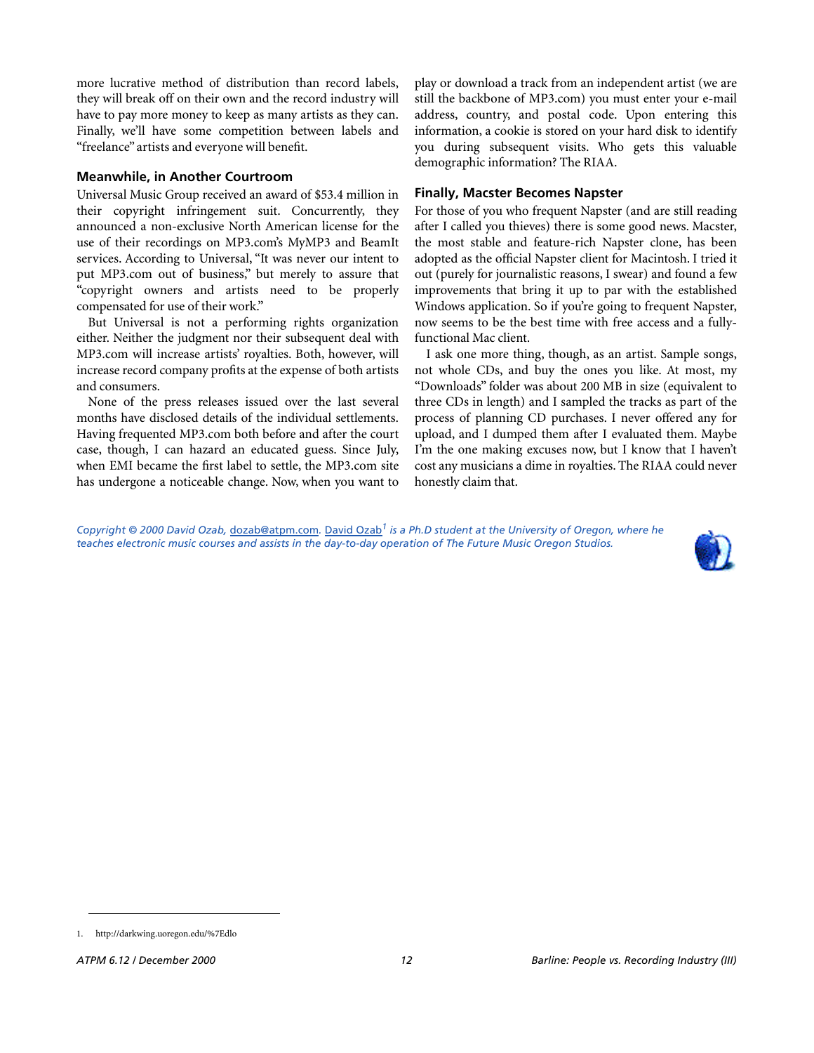more lucrative method of distribution than record labels, they will break off on their own and the record industry will have to pay more money to keep as many artists as they can. Finally, we'll have some competition between labels and "freelance" artists and everyone will benefit.

### Meanwhile, in Another Courtroom

Universal Music Group received an award of $53.4 million in their copyright infringement suit. Concurrently, they announced a non-exclusive North American license for the use of their recordings on MP3.com's MyMP3 and BeamIt services. According to Universal, "It was never our intent to put MP3.com out of business," but merely to assure that "copyright owners and artists need to be properly compensated for use of their work."

But Universal is not a performing rights organization either. Neither the judgment nor their subsequent deal with MP3.com will increase artists' royalties. Both, however, will increase record company profits at the expense of both artists and consumers.

None of the press releases issued over the last several months have disclosed details of the individual settlements. Having frequented MP3.com both before and after the court case, though, I can hazard an educated guess. Since July, when EMI became the first label to settle, the MP3.com site has undergone a noticeable change. Now, when you want to play or download a track from an independent artist (we are still the backbone of MP3.com) you must enter your e-mail address, country, and postal code. Upon entering this information, a cookie is stored on your hard disk to identify you during subsequent visits. Who gets this valuable demographic information? The RIAA.

### Finally, Macster Becomes Napster

For those of you who frequent Napster (and are still reading after I called you thieves) there is some good news. Macster, the most stable and feature-rich Napster clone, has been adopted as the official Napster client for Macintosh. I tried it out (purely for journalistic reasons, I swear) and found a few improvements that bring it up to par with the established Windows application. So if you're going to frequent Napster, now seems to be the best time with free access and a fully-functional Mac client.

I ask one more thing, though, as an artist. Sample songs, not whole CDs, and buy the ones you like. At most, my "Downloads" folder was about 200 MB in size (equivalent to three CDs in length) and I sampled the tracks as part of the process of planning CD purchases. I never offered any for upload, and I dumped them after I evaluated them. Maybe I'm the one making excuses now, but I know that I haven't cost any musicians a dime in royalties. The RIAA could never honestly claim that.

*Copyright © 2000 David Ozab, dozab@atpm.com. David Ozab[1] is a Ph.D student at the University of Oregon, where he teaches electronic music courses and assists in the day-to-day operation of The Future Music Oregon Studios.*

1. http://darkwing.uoregon.edu/%7Edlo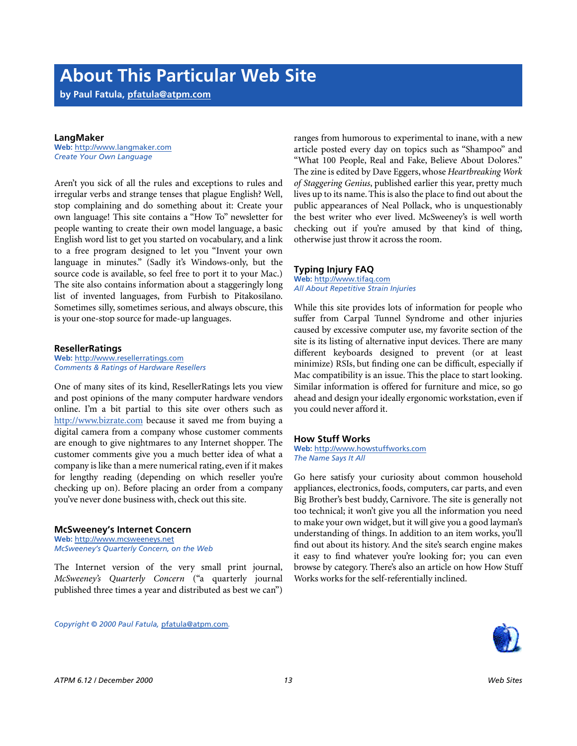# About This Particular Web Site

**by Paul Fatula, pfatula@atpm.com**

### LangMaker

**Web:** http://www.langmaker.com
*Create Your Own Language*

Aren't you sick of all the rules and exceptions to rules and irregular verbs and strange tenses that plague English? Well, stop complaining and do something about it: Create your own language! This site contains a "How To" newsletter for people wanting to create their own model language, a basic English word list to get you started on vocabulary, and a link to a free program designed to let you "Invent your own language in minutes." (Sadly it's Windows-only, but the source code is available, so feel free to port it to your Mac.) The site also contains information about a staggeringly long list of invented languages, from Furbish to Pitakosilano. Sometimes silly, sometimes serious, and always obscure, this is your one-stop source for made-up languages.

### ResellerRatings

**Web:** http://www.resellerratings.com
*Comments & Ratings of Hardware Resellers*

One of many sites of its kind, ResellerRatings lets you view and post opinions of the many computer hardware vendors online. I'm a bit partial to this site over others such as http://www.bizrate.com because it saved me from buying a digital camera from a company whose customer comments are enough to give nightmares to any Internet shopper. The customer comments give you a much better idea of what a company is like than a mere numerical rating, even if it makes for lengthy reading (depending on which reseller you're checking up on). Before placing an order from a company you've never done business with, check out this site.

### McSweeney's Internet Concern

**Web:** http://www.mcsweeneys.net
*McSweeney's Quarterly Concern, on the Web*

The Internet version of the very small print journal, *McSweeney's Quarterly Concern* ("a quarterly journal published three times a year and distributed as best we can") ranges from humorous to experimental to inane, with a new article posted every day on topics such as "Shampoo" and "What 100 People, Real and Fake, Believe About Dolores." The zine is edited by Dave Eggers, whose *Heartbreaking Work of Staggering Genius*, published earlier this year, pretty much lives up to its name. This is also the place to find out about the public appearances of Neal Pollack, who is unquestionably the best writer who ever lived. McSweeney's is well worth checking out if you're amused by that kind of thing, otherwise just throw it across the room.

### Typing Injury FAQ

**Web:** http://www.tifaq.com
*All About Repetitive Strain Injuries*

While this site provides lots of information for people who suffer from Carpal Tunnel Syndrome and other injuries caused by excessive computer use, my favorite section of the site is its listing of alternative input devices. There are many different keyboards designed to prevent (or at least minimize) RSIs, but finding one can be difficult, especially if Mac compatibility is an issue. This the place to start looking. Similar information is offered for furniture and mice, so go ahead and design your ideally ergonomic workstation, even if you could never afford it.

### How Stuff Works

**Web:** http://www.howstuffworks.com
*The Name Says It All*

Go here satisfy your curiosity about common household appliances, electronics, foods, computers, car parts, and even Big Brother's best buddy, Carnivore. The site is generally not too technical; it won't give you all the information you need to make your own widget, but it will give you a good layman's understanding of things. In addition to an item works, you'll find out about its history. And the site's search engine makes it easy to find whatever you're looking for; you can even browse by category. There's also an article on how How Stuff Works works for the self-referentially inclined.

*Copyright © 2000 Paul Fatula, pfatula@atpm.com.*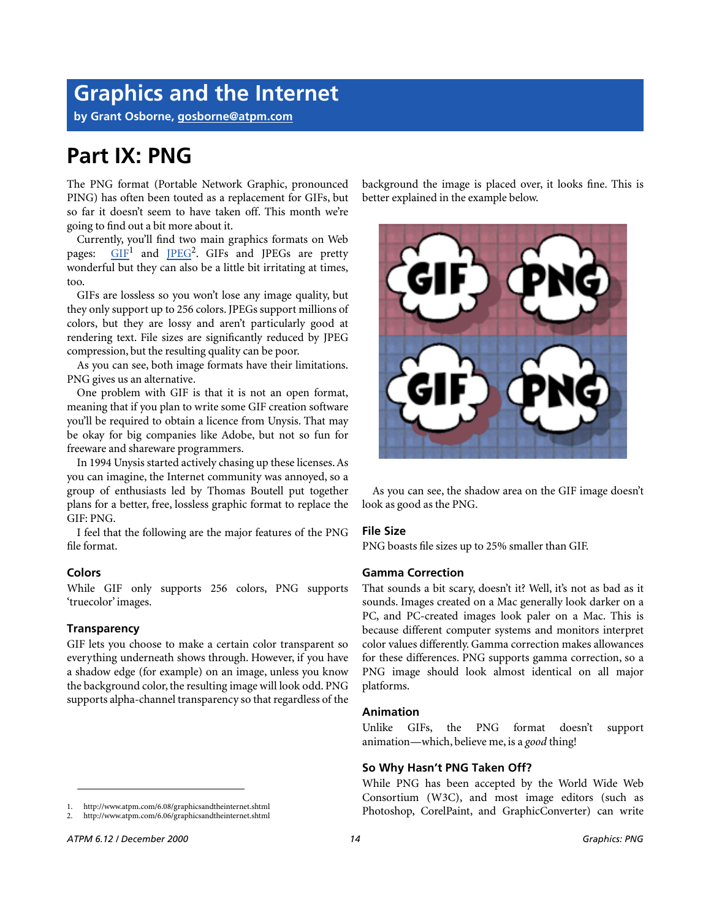# Graphics and the Internet

**by Grant Osborne, gosborne@atpm.com**

## Part IX: PNG

The PNG format (Portable Network Graphic, pronounced PING) has often been touted as a replacement for GIFs, but so far it doesn't seem to have taken off. This month we're going to find out a bit more about it.

Currently, you'll find two main graphics formats on Web pages: GIF[1] and JPEG[2]. GIFs and JPEGs are pretty wonderful but they can also be a little bit irritating at times, too.

GIFs are lossless so you won't lose any image quality, but they only support up to 256 colors. JPEGs support millions of colors, but they are lossy and aren't particularly good at rendering text. File sizes are significantly reduced by JPEG compression, but the resulting quality can be poor.

As you can see, both image formats have their limitations. PNG gives us an alternative.

One problem with GIF is that it is not an open format, meaning that if you plan to write some GIF creation software you'll be required to obtain a licence from Unysis. That may be okay for big companies like Adobe, but not so fun for freeware and shareware programmers.

In 1994 Unysis started actively chasing up these licenses. As you can imagine, the Internet community was annoyed, so a group of enthusiasts led by Thomas Boutell put together plans for a better, free, lossless graphic format to replace the GIF: PNG.

I feel that the following are the major features of the PNG file format.

### Colors

While GIF only supports 256 colors, PNG supports 'truecolor' images.

### Transparency

GIF lets you choose to make a certain color transparent so everything underneath shows through. However, if you have a shadow edge (for example) on an image, unless you know the background color, the resulting image will look odd. PNG supports alpha-channel transparency so that regardless of the background the image is placed over, it looks fine. This is better explained in the example below.

As you can see, the shadow area on the GIF image doesn't look as good as the PNG.

### File Size

PNG boasts file sizes up to 25% smaller than GIF.

### Gamma Correction

That sounds a bit scary, doesn't it? Well, it's not as bad as it sounds. Images created on a Mac generally look darker on a PC, and PC-created images look paler on a Mac. This is because different computer systems and monitors interpret color values differently. Gamma correction makes allowances for these differences. PNG supports gamma correction, so a PNG image should look almost identical on all major platforms.

### Animation

Unlike GIFs, the PNG format doesn't support animation—which, believe me, is a *good* thing!

### So Why Hasn't PNG Taken Off?

While PNG has been accepted by the World Wide Web Consortium (W3C), and most image editors (such as Photoshop, CorelPaint, and GraphicConverter) can write

1. http://www.atpm.com/6.08/graphicsandtheinternet.shtml
2. http://www.atpm.com/6.06/graphicsandtheinternet.shtml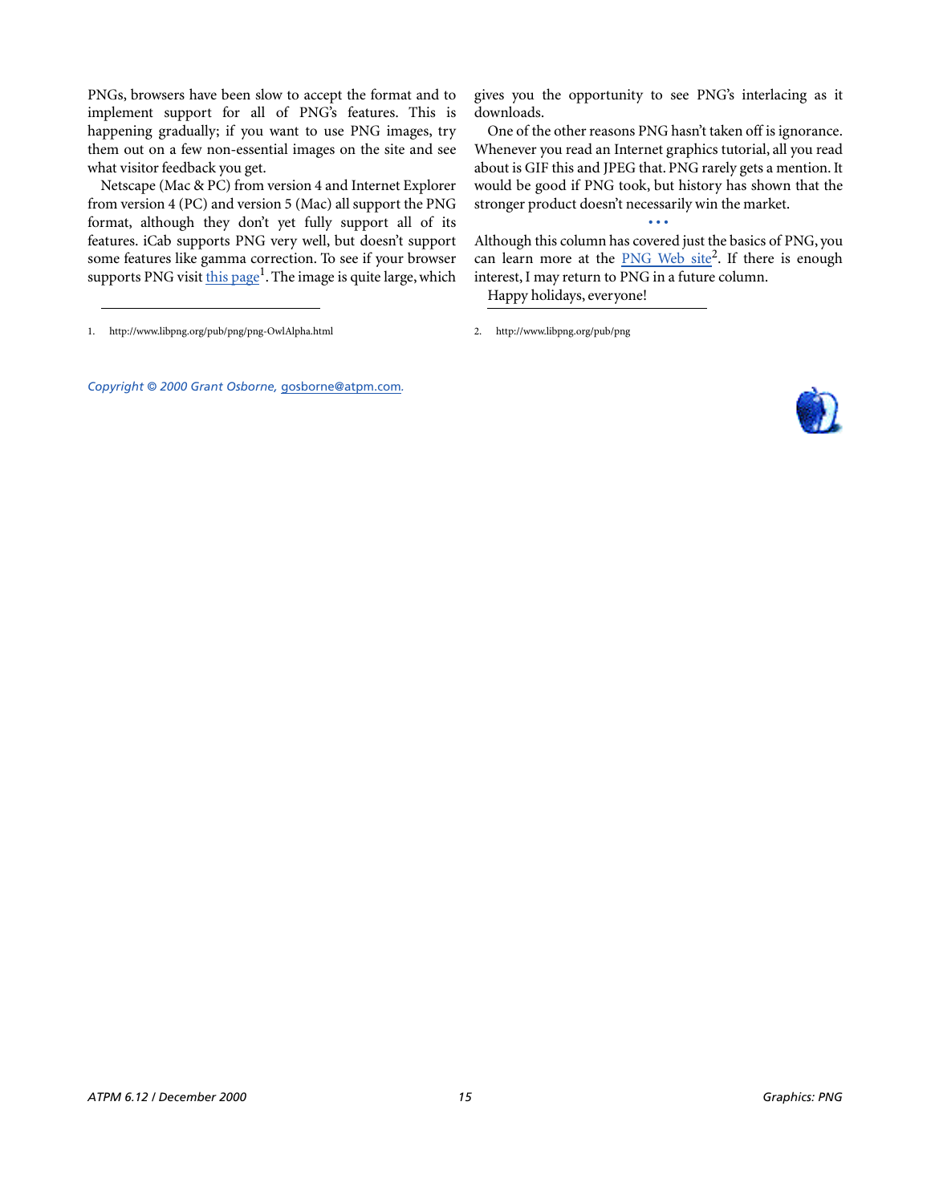PNGs, browsers have been slow to accept the format and to implement support for all of PNG's features. This is happening gradually; if you want to use PNG images, try them out on a few non-essential images on the site and see what visitor feedback you get.

Netscape (Mac & PC) from version 4 and Internet Explorer from version 4 (PC) and version 5 (Mac) all support the PNG format, although they don't yet fully support all of its features. iCab supports PNG very well, but doesn't support some features like gamma correction. To see if your browser supports PNG visit this page[1]. The image is quite large, which gives you the opportunity to see PNG's interlacing as it downloads.

One of the other reasons PNG hasn't taken off is ignorance. Whenever you read an Internet graphics tutorial, all you read about is GIF this and JPEG that. PNG rarely gets a mention. It would be good if PNG took, but history has shown that the stronger product doesn't necessarily win the market.

• • •

Although this column has covered just the basics of PNG, you can learn more at the PNG Web site[2]. If there is enough interest, I may return to PNG in a future column.

Happy holidays, everyone!

1. http://www.libpng.org/pub/png/png-OwlAlpha.html

2. http://www.libpng.org/pub/png

*Copyright © 2000 Grant Osborne, gosborne@atpm.com.*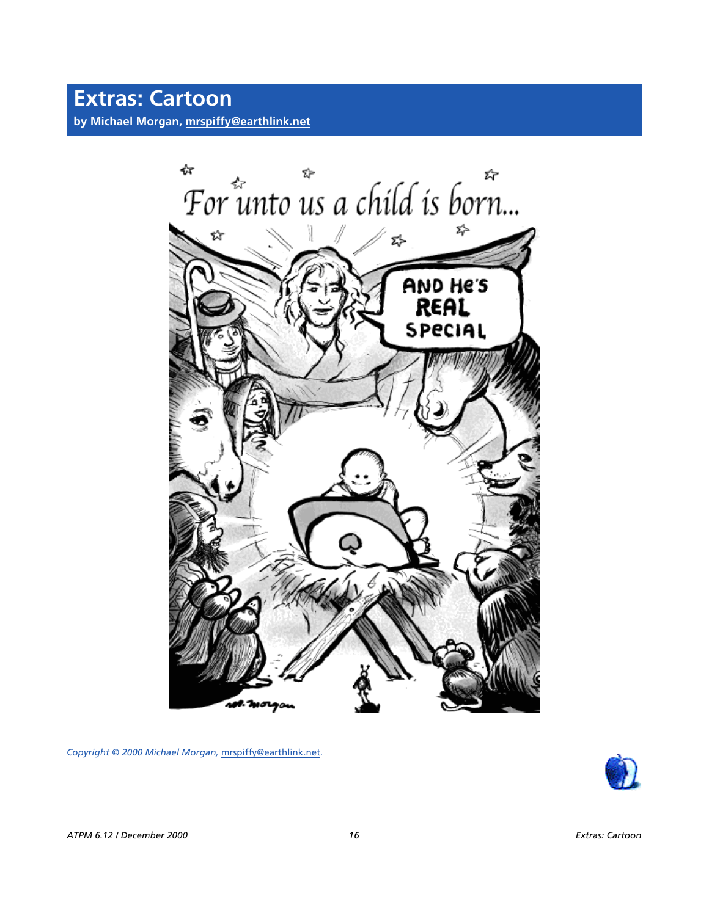# Extras: Cartoon

**by Michael Morgan, mrspiffy@earthlink.net**

*Copyright © 2000 Michael Morgan, mrspiffy@earthlink.net.*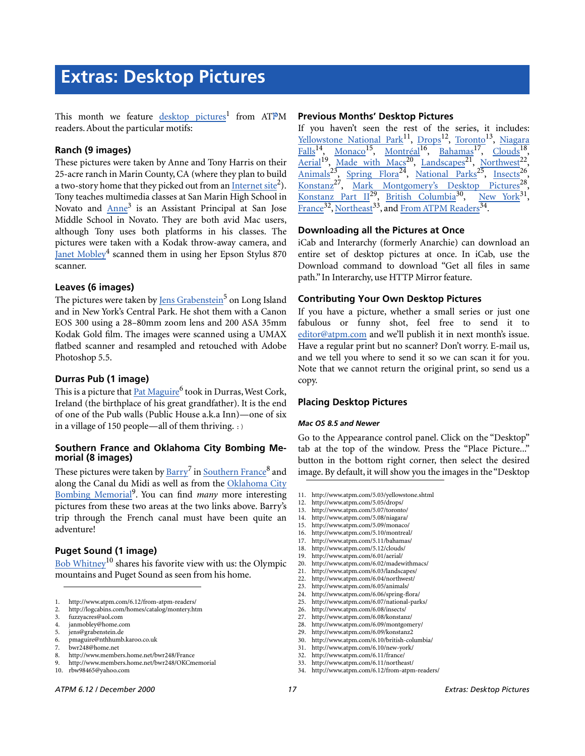# Extras: Desktop Pictures

This month we feature desktop pictures[1] from ATPM readers. About the particular motifs:

### Ranch (9 images)

These pictures were taken by Anne and Tony Harris on their 25-acre ranch in Marin County, CA (where they plan to build a two-story home that they picked out from an Internet site[2]). Tony teaches multimedia classes at San Marin High School in Novato and Anne[3] is an Assistant Principal at San Jose Middle School in Novato. They are both avid Mac users, although Tony uses both platforms in his classes. The pictures were taken with a Kodak throw-away camera, and Janet Mobley[4] scanned them in using her Epson Stylus 870 scanner.

### Leaves (6 images)

The pictures were taken by Jens Grabenstein[5] on Long Island and in New York's Central Park. He shot them with a Canon EOS 300 using a 28–80mm zoom lens and 200 ASA 35mm Kodak Gold film. The images were scanned using a UMAX flatbed scanner and resampled and retouched with Adobe Photoshop 5.5.

### Durras Pub (1 image)

This is a picture that Pat Maguire[6] took in Durras, West Cork, Ireland (the birthplace of his great grandfather). It is the end of one of the Pub walls (Public House a.k.a Inn)—one of six in a village of 150 people—all of them thriving. : )

### Southern France and Oklahoma City Bombing Memorial (8 images)

These pictures were taken by Barry[7] in Southern France[8] and along the Canal du Midi as well as from the Oklahoma City Bombing Memorial[9]. You can find *many* more interesting pictures from these two areas at the two links above. Barry's trip through the French canal must have been quite an adventure!

### Puget Sound (1 image)

Bob Whitney[10] shares his favorite view with us: the Olympic mountains and Puget Sound as seen from his home.

1. http://www.atpm.com/6.12/from-atpm-readers/
2. http://logcabins.com/homes/catalog/montery.htm
3. fuzzyacres@aol.com
4. janmobley@home.com
5. jens@grabenstein.de
6. pmaguire@nthhumb.karoo.co.uk
7. bwr248@home.net
8. http://www.members.home.net/bwr248/France
9. http://www.members.home.net/bwr248/OKCmemorial
10. rbw98465@yahoo.com

### Previous Months' Desktop Pictures

If you haven't seen the rest of the series, it includes: Yellowstone National Park[11], Drops[12], Toronto[13], Niagara Falls[14], Monaco[15], Montréal[16], Bahamas[17], Clouds[18], Aerial[19], Made with Macs[20], Landscapes[21], Northwest[22], Animals[23], Spring Flora[24], National Parks[25], Insects[26], Konstanz[27], Mark Montgomery's Desktop Pictures[28], Konstanz Part II[29], British Columbia[30], New York[31], France[32], Northeast[33], and From ATPM Readers[34].

### Downloading all the Pictures at Once

iCab and Interarchy (formerly Anarchie) can download an entire set of desktop pictures at once. In iCab, use the Download command to download "Get all files in same path." In Interarchy, use HTTP Mirror feature.

### Contributing Your Own Desktop Pictures

If you have a picture, whether a small series or just one fabulous or funny shot, feel free to send it to editor@atpm.com and we'll publish it in next month's issue. Have a regular print but no scanner? Don't worry. E-mail us, and we tell you where to send it so we can scan it for you. Note that we cannot return the original print, so send us a copy.

### Placing Desktop Pictures

#### *Mac OS 8.5 and Newer*

Go to the Appearance control panel. Click on the "Desktop" tab at the top of the window. Press the "Place Picture..." button in the bottom right corner, then select the desired image. By default, it will show you the images in the "Desktop

11. http://www.atpm.com/5.03/yellowstone.shtml
12. http://www.atpm.com/5.05/drops/
13. http://www.atpm.com/5.07/toronto/
14. http://www.atpm.com/5.08/niagara/
15. http://www.atpm.com/5.09/monaco/
16. http://www.atpm.com/5.10/montreal/
17. http://www.atpm.com/5.11/bahamas/
18. http://www.atpm.com/5.12/clouds/
19. http://www.atpm.com/6.01/aerial/
20. http://www.atpm.com/6.02/madewithmacs/
21. http://www.atpm.com/6.03/landscapes/
22. http://www.atpm.com/6.04/northwest/
23. http://www.atpm.com/6.05/animals/
24. http://www.atpm.com/6.06/spring-flora/
25. http://www.atpm.com/6.07/national-parks/
26. http://www.atpm.com/6.08/insects/
27. http://www.atpm.com/6.08/konstanz/
28. http://www.atpm.com/6.09/montgomery/
29. http://www.atpm.com/6.09/konstanz2
30. http://www.atpm.com/6.10/british-columbia/
31. http://www.atpm.com/6.10/new-york/
32. http://www.atpm.com/6.11/france/
33. http://www.atpm.com/6.11/northeast/
34. http://www.atpm.com/6.12/from-atpm-readers/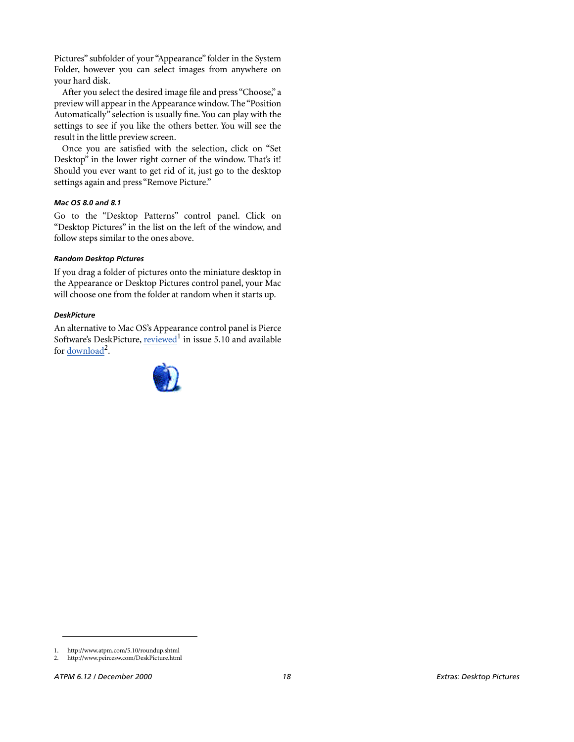Pictures" subfolder of your "Appearance" folder in the System Folder, however you can select images from anywhere on your hard disk.

After you select the desired image file and press "Choose," a preview will appear in the Appearance window. The "Position Automatically" selection is usually fine. You can play with the settings to see if you like the others better. You will see the result in the little preview screen.

Once you are satisfied with the selection, click on "Set Desktop" in the lower right corner of the window. That's it! Should you ever want to get rid of it, just go to the desktop settings again and press "Remove Picture."

#### *Mac OS 8.0 and 8.1*

Go to the "Desktop Patterns" control panel. Click on "Desktop Pictures" in the list on the left of the window, and follow steps similar to the ones above.

#### *Random Desktop Pictures*

If you drag a folder of pictures onto the miniature desktop in the Appearance or Desktop Pictures control panel, your Mac will choose one from the folder at random when it starts up.

#### *DeskPicture*

An alternative to Mac OS's Appearance control panel is Pierce Software's DeskPicture, reviewed[1] in issue 5.10 and available for download[2].

---

1. http://www.atpm.com/5.10/roundup.shtml
2. http://www.peircesw.com/DeskPicture.html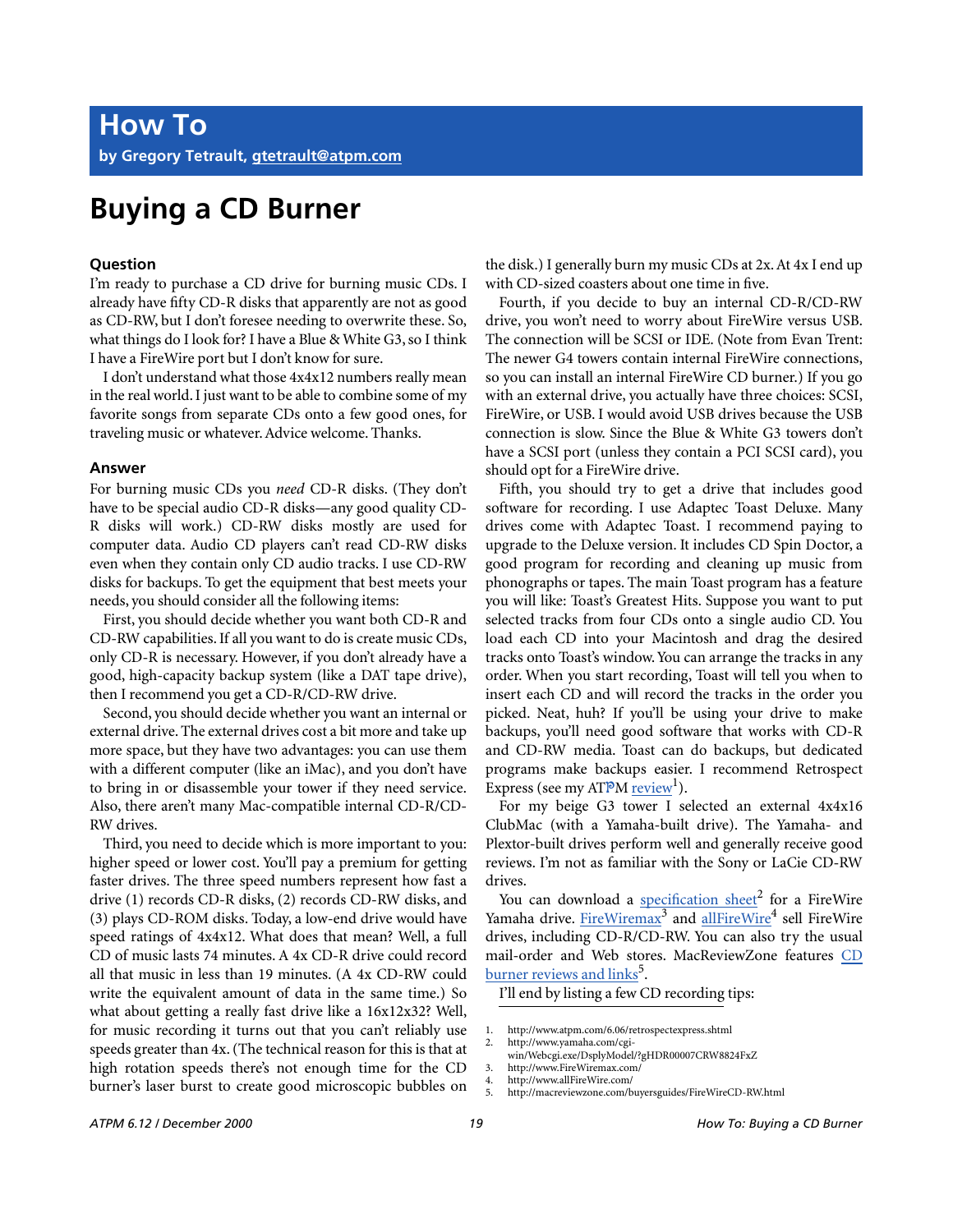# How To

**by Gregory Tetrault, gtetrault@atpm.com**

# Buying a CD Burner

### Question

I'm ready to purchase a CD drive for burning music CDs. I already have fifty CD-R disks that apparently are not as good as CD-RW, but I don't foresee needing to overwrite these. So, what things do I look for? I have a Blue & White G3, so I think I have a FireWire port but I don't know for sure.

I don't understand what those 4x4x12 numbers really mean in the real world. I just want to be able to combine some of my favorite songs from separate CDs onto a few good ones, for traveling music or whatever. Advice welcome. Thanks.

### Answer

For burning music CDs you *need* CD-R disks. (They don't have to be special audio CD-R disks—any good quality CD-R disks will work.) CD-RW disks mostly are used for computer data. Audio CD players can't read CD-RW disks even when they contain only CD audio tracks. I use CD-RW disks for backups. To get the equipment that best meets your needs, you should consider all the following items:

First, you should decide whether you want both CD-R and CD-RW capabilities. If all you want to do is create music CDs, only CD-R is necessary. However, if you don't already have a good, high-capacity backup system (like a DAT tape drive), then I recommend you get a CD-R/CD-RW drive.

Second, you should decide whether you want an internal or external drive. The external drives cost a bit more and take up more space, but they have two advantages: you can use them with a different computer (like an iMac), and you don't have to bring in or disassemble your tower if they need service. Also, there aren't many Mac-compatible internal CD-R/CD-RW drives.

Third, you need to decide which is more important to you: higher speed or lower cost. You'll pay a premium for getting faster drives. The three speed numbers represent how fast a drive (1) records CD-R disks, (2) records CD-RW disks, and (3) plays CD-ROM disks. Today, a low-end drive would have speed ratings of 4x4x12. What does that mean? Well, a full CD of music lasts 74 minutes. A 4x CD-R drive could record all that music in less than 19 minutes. (A 4x CD-RW could write the equivalent amount of data in the same time.) So what about getting a really fast drive like a 16x12x32? Well, for music recording it turns out that you can't reliably use speeds greater than 4x. (The technical reason for this is that at high rotation speeds there's not enough time for the CD burner's laser burst to create good microscopic bubbles on the disk.) I generally burn my music CDs at 2x. At 4x I end up with CD-sized coasters about one time in five.

Fourth, if you decide to buy an internal CD-R/CD-RW drive, you won't need to worry about FireWire versus USB. The connection will be SCSI or IDE. (Note from Evan Trent: The newer G4 towers contain internal FireWire connections, so you can install an internal FireWire CD burner.) If you go with an external drive, you actually have three choices: SCSI, FireWire, or USB. I would avoid USB drives because the USB connection is slow. Since the Blue & White G3 towers don't have a SCSI port (unless they contain a PCI SCSI card), you should opt for a FireWire drive.

Fifth, you should try to get a drive that includes good software for recording. I use Adaptec Toast Deluxe. Many drives come with Adaptec Toast. I recommend paying to upgrade to the Deluxe version. It includes CD Spin Doctor, a good program for recording and cleaning up music from phonographs or tapes. The main Toast program has a feature you will like: Toast's Greatest Hits. Suppose you want to put selected tracks from four CDs onto a single audio CD. You load each CD into your Macintosh and drag the desired tracks onto Toast's window. You can arrange the tracks in any order. When you start recording, Toast will tell you when to insert each CD and will record the tracks in the order you picked. Neat, huh? If you'll be using your drive to make backups, you'll need good software that works with CD-R and CD-RW media. Toast can do backups, but dedicated programs make backups easier. I recommend Retrospect Express (see my ATPM review[1]).

For my beige G3 tower I selected an external 4x4x16 ClubMac (with a Yamaha-built drive). The Yamaha- and Plextor-built drives perform well and generally receive good reviews. I'm not as familiar with the Sony or LaCie CD-RW drives.

You can download a specification sheet[2] for a FireWire Yamaha drive. FireWiremax[3] and allFireWire[4] sell FireWire drives, including CD-R/CD-RW. You can also try the usual mail-order and Web stores. MacReviewZone features CD burner reviews and links[5].

I'll end by listing a few CD recording tips:

1. http://www.atpm.com/6.06/retrospectexpress.shtml
2. http://www.yamaha.com/cgi-win/Webcgi.exe/DsplyModel/?gHDR00007CRW8824FxZ
3. http://www.FireWiremax.com/
4. http://www.allFireWire.com/
5. http://macreviewzone.com/buyersguides/FireWireCD-RW.html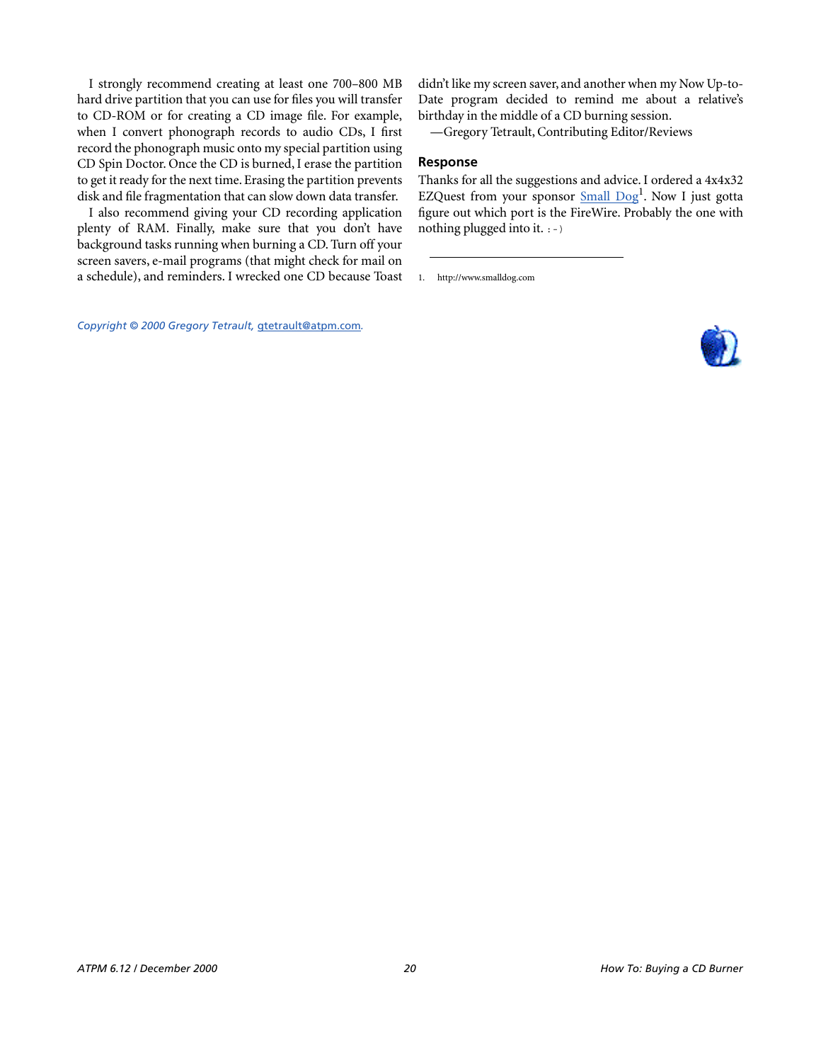I strongly recommend creating at least one 700–800 MB hard drive partition that you can use for files you will transfer to CD-ROM or for creating a CD image file. For example, when I convert phonograph records to audio CDs, I first record the phonograph music onto my special partition using CD Spin Doctor. Once the CD is burned, I erase the partition to get it ready for the next time. Erasing the partition prevents disk and file fragmentation that can slow down data transfer.

I also recommend giving your CD recording application plenty of RAM. Finally, make sure that you don't have background tasks running when burning a CD. Turn off your screen savers, e-mail programs (that might check for mail on a schedule), and reminders. I wrecked one CD because Toast didn't like my screen saver, and another when my Now Up-to-Date program decided to remind me about a relative's birthday in the middle of a CD burning session.

—Gregory Tetrault, Contributing Editor/Reviews

### Response

Thanks for all the suggestions and advice. I ordered a 4x4x32 EZQuest from your sponsor Small Dog[1]. Now I just gotta figure out which port is the FireWire. Probably the one with nothing plugged into it. :-)

1. http://www.smalldog.com

*Copyright © 2000 Gregory Tetrault, gtetrault@atpm.com.*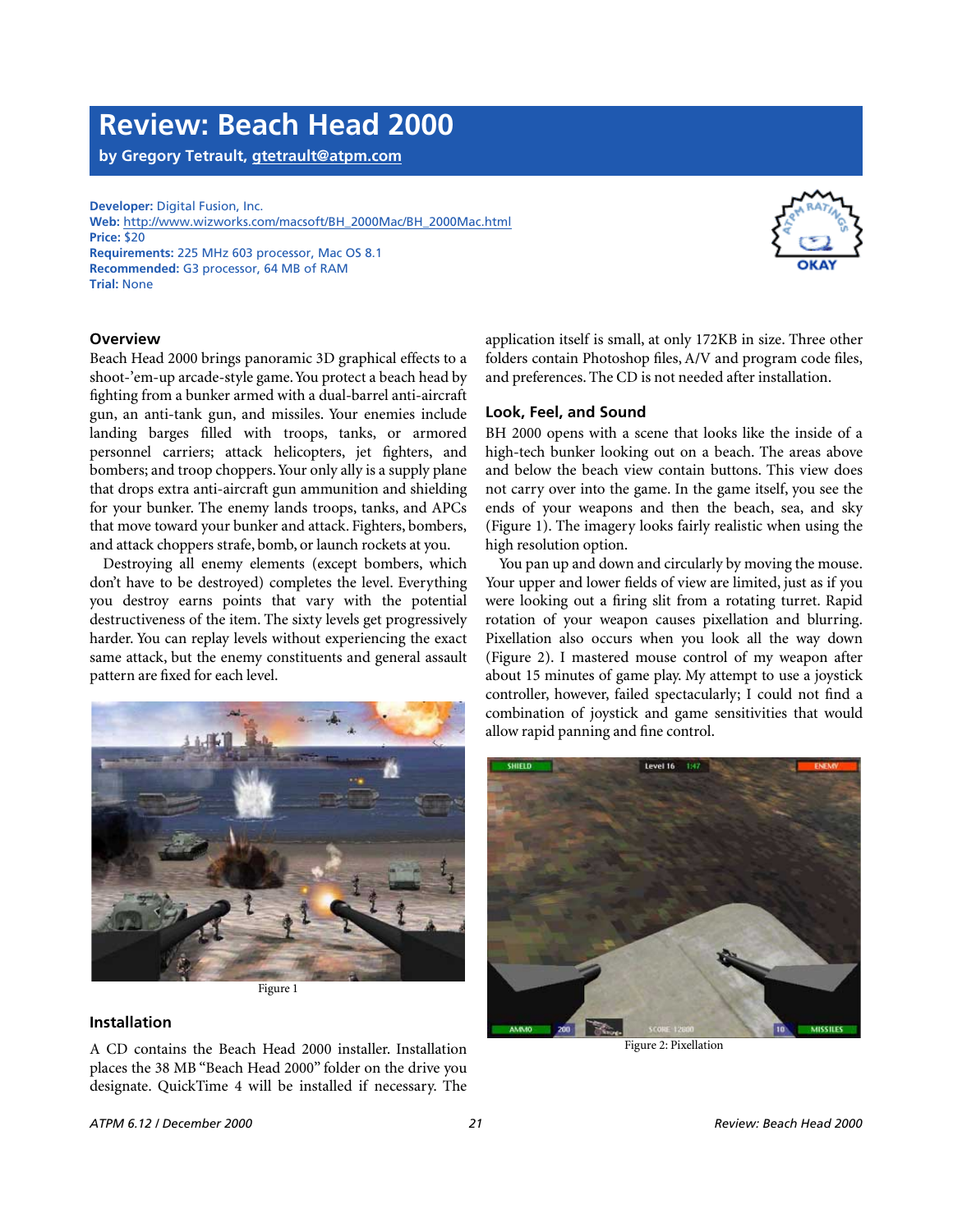# Review: Beach Head 2000

**by Gregory Tetrault, gtetrault@atpm.com**

**Developer:** Digital Fusion, Inc.
**Web:** http://www.wizworks.com/macsoft/BH_2000Mac/BH_2000Mac.html
**Price:** $20
**Requirements:** 225 MHz 603 processor, Mac OS 8.1
**Recommended:** G3 processor, 64 MB of RAM
**Trial:** None

OKAY

### Overview

Beach Head 2000 brings panoramic 3D graphical effects to a shoot-'em-up arcade-style game. You protect a beach head by fighting from a bunker armed with a dual-barrel anti-aircraft gun, an anti-tank gun, and missiles. Your enemies include landing barges filled with troops, tanks, or armored personnel carriers; attack helicopters, jet fighters, and bombers; and troop choppers. Your only ally is a supply plane that drops extra anti-aircraft gun ammunition and shielding for your bunker. The enemy lands troops, tanks, and APCs that move toward your bunker and attack. Fighters, bombers, and attack choppers strafe, bomb, or launch rockets at you.

Destroying all enemy elements (except bombers, which don't have to be destroyed) completes the level. Everything you destroy earns points that vary with the potential destructiveness of the item. The sixty levels get progressively harder. You can replay levels without experiencing the exact same attack, but the enemy constituents and general assault pattern are fixed for each level.

Figure 1

### Installation

A CD contains the Beach Head 2000 installer. Installation places the 38 MB "Beach Head 2000" folder on the drive you designate. QuickTime 4 will be installed if necessary. The application itself is small, at only 172KB in size. Three other folders contain Photoshop files, A/V and program code files, and preferences. The CD is not needed after installation.

### Look, Feel, and Sound

BH 2000 opens with a scene that looks like the inside of a high-tech bunker looking out on a beach. The areas above and below the beach view contain buttons. This view does not carry over into the game. In the game itself, you see the ends of your weapons and then the beach, sea, and sky (Figure 1). The imagery looks fairly realistic when using the high resolution option.

You pan up and down and circularly by moving the mouse. Your upper and lower fields of view are limited, just as if you were looking out a firing slit from a rotating turret. Rapid rotation of your weapon causes pixellation and blurring. Pixellation also occurs when you look all the way down (Figure 2). I mastered mouse control of my weapon after about 15 minutes of game play. My attempt to use a joystick controller, however, failed spectacularly; I could not find a combination of joystick and game sensitivities that would allow rapid panning and fine control.

Figure 2: Pixellation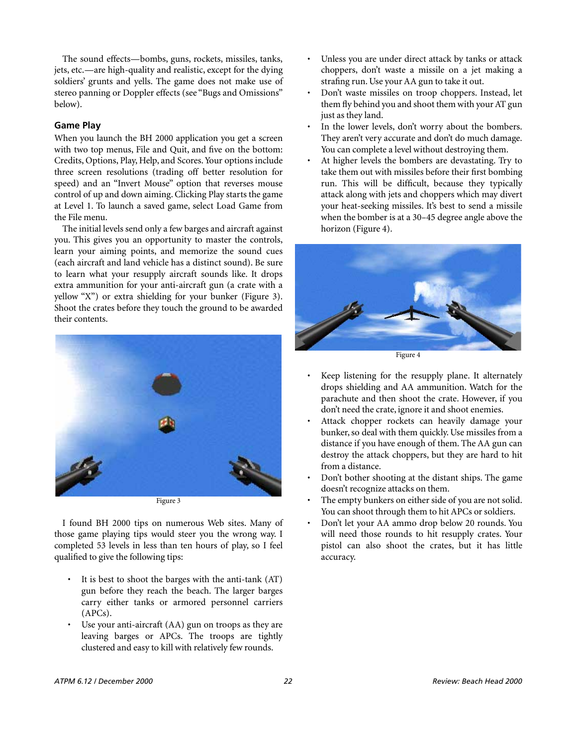The sound effects—bombs, guns, rockets, missiles, tanks, jets, etc.—are high-quality and realistic, except for the dying soldiers' grunts and yells. The game does not make use of stereo panning or Doppler effects (see "Bugs and Omissions" below).

### Game Play

When you launch the BH 2000 application you get a screen with two top menus, File and Quit, and five on the bottom: Credits, Options, Play, Help, and Scores. Your options include three screen resolutions (trading off better resolution for speed) and an "Invert Mouse" option that reverses mouse control of up and down aiming. Clicking Play starts the game at Level 1. To launch a saved game, select Load Game from the File menu.

The initial levels send only a few barges and aircraft against you. This gives you an opportunity to master the controls, learn your aiming points, and memorize the sound cues (each aircraft and land vehicle has a distinct sound). Be sure to learn what your resupply aircraft sounds like. It drops extra ammunition for your anti-aircraft gun (a crate with a yellow "X") or extra shielding for your bunker (Figure 3). Shoot the crates before they touch the ground to be awarded their contents.

Figure 3

I found BH 2000 tips on numerous Web sites. Many of those game playing tips would steer you the wrong way. I completed 53 levels in less than ten hours of play, so I feel qualified to give the following tips:

- It is best to shoot the barges with the anti-tank (AT) gun before they reach the beach. The larger barges carry either tanks or armored personnel carriers (APCs).
- Use your anti-aircraft (AA) gun on troops as they are leaving barges or APCs. The troops are tightly clustered and easy to kill with relatively few rounds.
- Unless you are under direct attack by tanks or attack choppers, don't waste a missile on a jet making a strafing run. Use your AA gun to take it out.
- Don't waste missiles on troop choppers. Instead, let them fly behind you and shoot them with your AT gun just as they land.
- In the lower levels, don't worry about the bombers. They aren't very accurate and don't do much damage. You can complete a level without destroying them.
- At higher levels the bombers are devastating. Try to take them out with missiles before their first bombing run. This will be difficult, because they typically attack along with jets and choppers which may divert your heat-seeking missiles. It's best to send a missile when the bomber is at a 30–45 degree angle above the horizon (Figure 4).

Figure 4

- Keep listening for the resupply plane. It alternately drops shielding and AA ammunition. Watch for the parachute and then shoot the crate. However, if you don't need the crate, ignore it and shoot enemies.
- Attack chopper rockets can heavily damage your bunker, so deal with them quickly. Use missiles from a distance if you have enough of them. The AA gun can destroy the attack choppers, but they are hard to hit from a distance.
- Don't bother shooting at the distant ships. The game doesn't recognize attacks on them.
- The empty bunkers on either side of you are not solid. You can shoot through them to hit APCs or soldiers.
- Don't let your AA ammo drop below 20 rounds. You will need those rounds to hit resupply crates. Your pistol can also shoot the crates, but it has little accuracy.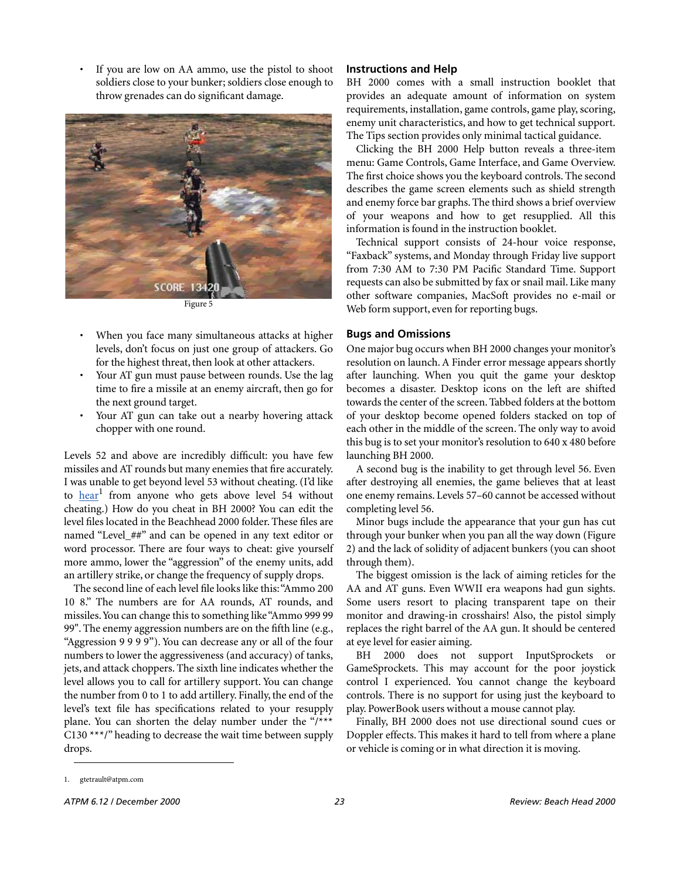- If you are low on AA ammo, use the pistol to shoot soldiers close to your bunker; soldiers close enough to throw grenades can do significant damage.

Figure 5

- When you face many simultaneous attacks at higher levels, don't focus on just one group of attackers. Go for the highest threat, then look at other attackers.
- Your AT gun must pause between rounds. Use the lag time to fire a missile at an enemy aircraft, then go for the next ground target.
- Your AT gun can take out a nearby hovering attack chopper with one round.

Levels 52 and above are incredibly difficult: you have few missiles and AT rounds but many enemies that fire accurately. I was unable to get beyond level 53 without cheating. (I'd like to hear[1] from anyone who gets above level 54 without cheating.) How do you cheat in BH 2000? You can edit the level files located in the Beachhead 2000 folder. These files are named "Level_##" and can be opened in any text editor or word processor. There are four ways to cheat: give yourself more ammo, lower the "aggression" of the enemy units, add an artillery strike, or change the frequency of supply drops.

The second line of each level file looks like this: "Ammo 200 10 8." The numbers are for AA rounds, AT rounds, and missiles. You can change this to something like "Ammo 999 99 99". The enemy aggression numbers are on the fifth line (e.g., "Aggression 9 9 9 9"). You can decrease any or all of the four numbers to lower the aggressiveness (and accuracy) of tanks, jets, and attack choppers. The sixth line indicates whether the level allows you to call for artillery support. You can change the number from 0 to 1 to add artillery. Finally, the end of the level's text file has specifications related to your resupply plane. You can shorten the delay number under the "/*** C130 ***/" heading to decrease the wait time between supply drops.

1. gtetrault@atpm.com

## Instructions and Help

BH 2000 comes with a small instruction booklet that provides an adequate amount of information on system requirements, installation, game controls, game play, scoring, enemy unit characteristics, and how to get technical support. The Tips section provides only minimal tactical guidance.

Clicking the BH 2000 Help button reveals a three-item menu: Game Controls, Game Interface, and Game Overview. The first choice shows you the keyboard controls. The second describes the game screen elements such as shield strength and enemy force bar graphs. The third shows a brief overview of your weapons and how to get resupplied. All this information is found in the instruction booklet.

Technical support consists of 24-hour voice response, "Faxback" systems, and Monday through Friday live support from 7:30 AM to 7:30 PM Pacific Standard Time. Support requests can also be submitted by fax or snail mail. Like many other software companies, MacSoft provides no e-mail or Web form support, even for reporting bugs.

## Bugs and Omissions

One major bug occurs when BH 2000 changes your monitor's resolution on launch. A Finder error message appears shortly after launching. When you quit the game your desktop becomes a disaster. Desktop icons on the left are shifted towards the center of the screen. Tabbed folders at the bottom of your desktop become opened folders stacked on top of each other in the middle of the screen. The only way to avoid this bug is to set your monitor's resolution to 640 x 480 before launching BH 2000.

A second bug is the inability to get through level 56. Even after destroying all enemies, the game believes that at least one enemy remains. Levels 57–60 cannot be accessed without completing level 56.

Minor bugs include the appearance that your gun has cut through your bunker when you pan all the way down (Figure 2) and the lack of solidity of adjacent bunkers (you can shoot through them).

The biggest omission is the lack of aiming reticles for the AA and AT guns. Even WWII era weapons had gun sights. Some users resort to placing transparent tape on their monitor and drawing-in crosshairs! Also, the pistol simply replaces the right barrel of the AA gun. It should be centered at eye level for easier aiming.

BH 2000 does not support InputSprockets or GameSprockets. This may account for the poor joystick control I experienced. You cannot change the keyboard controls. There is no support for using just the keyboard to play. PowerBook users without a mouse cannot play.

Finally, BH 2000 does not use directional sound cues or Doppler effects. This makes it hard to tell from where a plane or vehicle is coming or in what direction it is moving.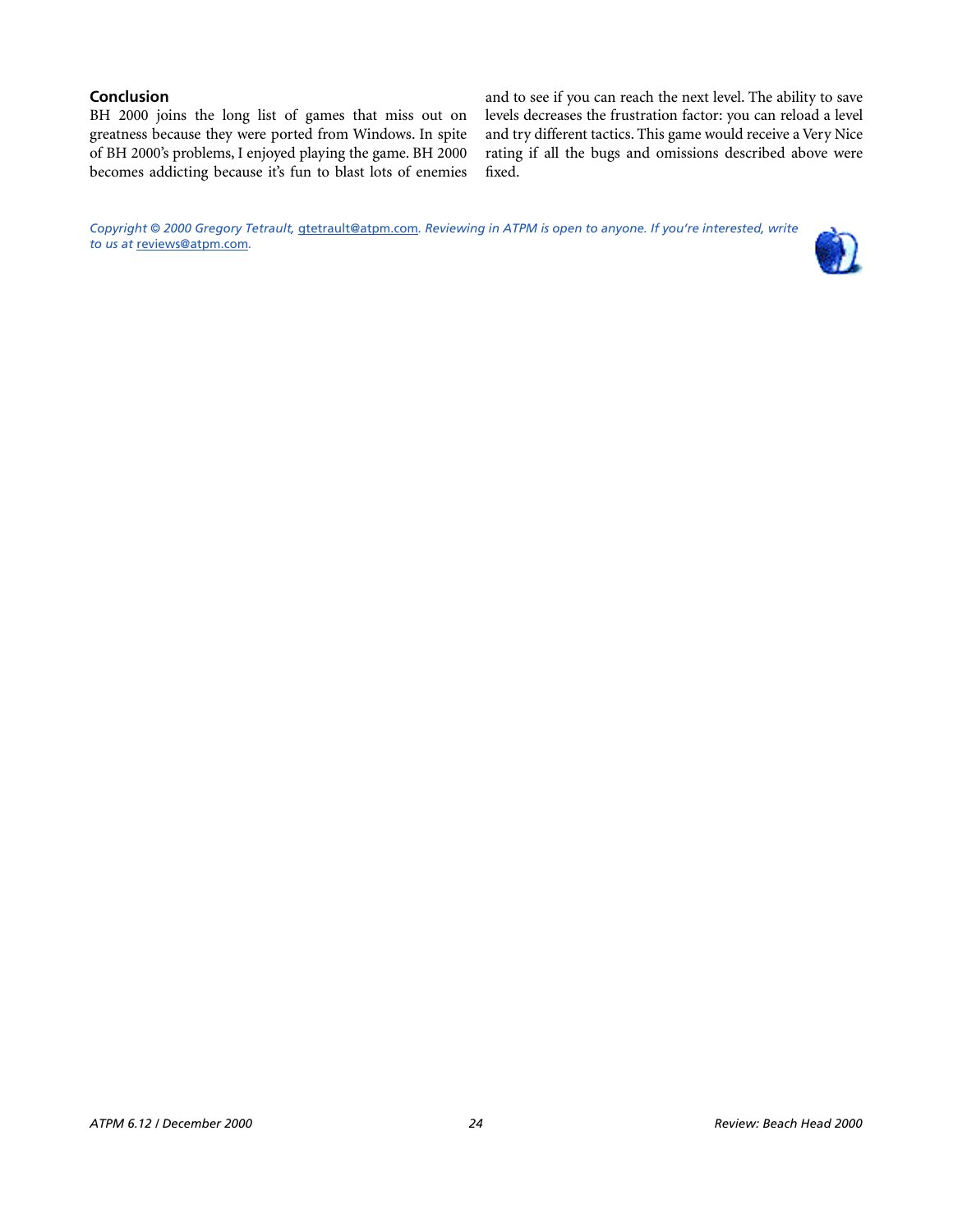### Conclusion

BH 2000 joins the long list of games that miss out on greatness because they were ported from Windows. In spite of BH 2000's problems, I enjoyed playing the game. BH 2000 becomes addicting because it's fun to blast lots of enemies and to see if you can reach the next level. The ability to save levels decreases the frustration factor: you can reload a level and try different tactics. This game would receive a Very Nice rating if all the bugs and omissions described above were fixed.

*Copyright © 2000 Gregory Tetrault,* gtetrault@atpm.com*. Reviewing in ATPM is open to anyone. If you're interested, write to us at* reviews@atpm.com*.*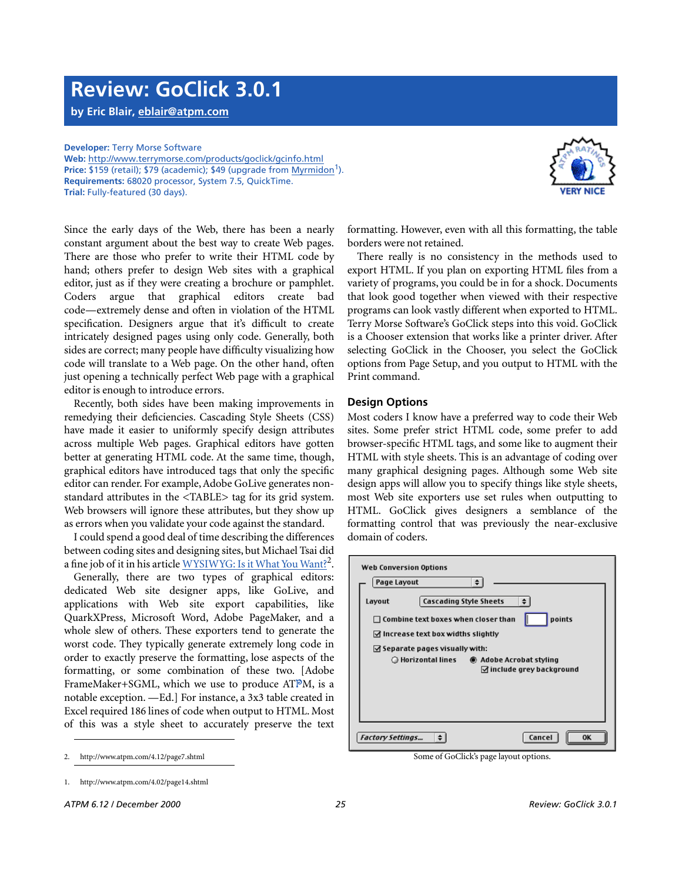# Review: GoClick 3.0.1

by Eric Blair, eblair@atpm.com

**Developer:** Terry Morse Software
**Web:** http://www.terrymorse.com/products/goclick/gcinfo.html
**Price:** $159 (retail); $79 (academic); $49 (upgrade from Myrmidon[1]).
**Requirements:** 68020 processor, System 7.5, QuickTime.
**Trial:** Fully-featured (30 days).

VERY NICE

Since the early days of the Web, there has been a nearly constant argument about the best way to create Web pages. There are those who prefer to write their HTML code by hand; others prefer to design Web sites with a graphical editor, just as if they were creating a brochure or pamphlet. Coders argue that graphical editors create bad code—extremely dense and often in violation of the HTML specification. Designers argue that it's difficult to create intricately designed pages using only code. Generally, both sides are correct; many people have difficulty visualizing how code will translate to a Web page. On the other hand, often just opening a technically perfect Web page with a graphical editor is enough to introduce errors.

Recently, both sides have been making improvements in remedying their deficiencies. Cascading Style Sheets (CSS) have made it easier to uniformly specify design attributes across multiple Web pages. Graphical editors have gotten better at generating HTML code. At the same time, though, graphical editors have introduced tags that only the specific editor can render. For example, Adobe GoLive generates non-standard attributes in the <TABLE> tag for its grid system. Web browsers will ignore these attributes, but they show up as errors when you validate your code against the standard.

I could spend a good deal of time describing the differences between coding sites and designing sites, but Michael Tsai did a fine job of it in his article WYSIWYG: Is it What You Want?[2].

Generally, there are two types of graphical editors: dedicated Web site designer apps, like GoLive, and applications with Web site export capabilities, like QuarkXPress, Microsoft Word, Adobe PageMaker, and a whole slew of others. These exporters tend to generate the worst code. They typically generate extremely long code in order to exactly preserve the formatting, lose aspects of the formatting, or some combination of these two. [Adobe FrameMaker+SGML, which we use to produce ATPM, is a notable exception. —Ed.] For instance, a 3x3 table created in Excel required 186 lines of code when output to HTML. Most of this was a style sheet to accurately preserve the text formatting. However, even with all this formatting, the table borders were not retained.

There really is no consistency in the methods used to export HTML. If you plan on exporting HTML files from a variety of programs, you could be in for a shock. Documents that look good together when viewed with their respective programs can look vastly different when exported to HTML. Terry Morse Software's GoClick steps into this void. GoClick is a Chooser extension that works like a printer driver. After selecting GoClick in the Chooser, you select the GoClick options from Page Setup, and you output to HTML with the Print command.

## Design Options

Most coders I know have a preferred way to code their Web sites. Some prefer strict HTML code, some prefer to add browser-specific HTML tags, and some like to augment their HTML with style sheets. This is an advantage of coding over many graphical designing pages. Although some Web site design apps will allow you to specify things like style sheets, most Web site exporters use set rules when outputting to HTML. GoClick gives designers a semblance of the formatting control that was previously the near-exclusive domain of coders.

Web Conversion Options

Page Layout

Layout: Cascading Style Sheets

- [ ] Combine text boxes when closer than [ ] points
- [x] Increase text box widths slightly
- [x] Separate pages visually with:
  - ( ) Horizontal lines
  - (•) Adobe Acrobat styling
    - [x] include grey background

Factory Settings... | Cancel | OK

Some of GoClick's page layout options.

2. http://www.atpm.com/4.12/page7.shtml

1. http://www.atpm.com/4.02/page14.shtml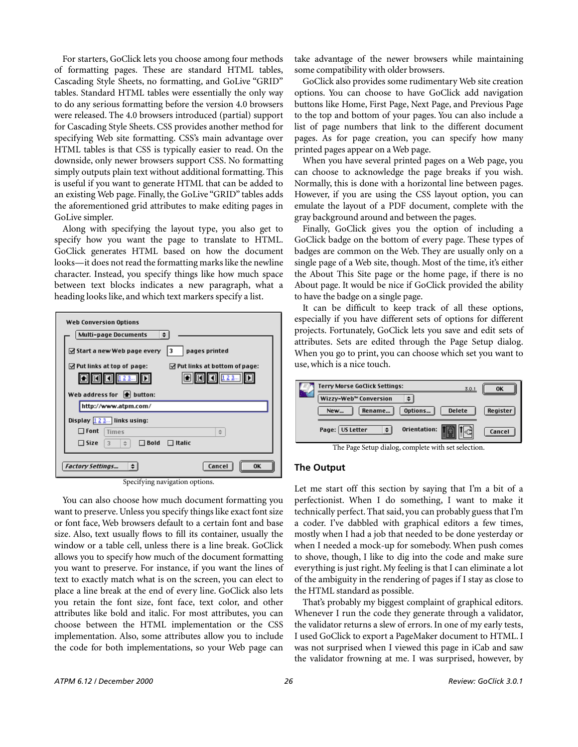For starters, GoClick lets you choose among four methods of formatting pages. These are standard HTML tables, Cascading Style Sheets, no formatting, and GoLive "GRID" tables. Standard HTML tables were essentially the only way to do any serious formatting before the version 4.0 browsers were released. The 4.0 browsers introduced (partial) support for Cascading Style Sheets. CSS provides another method for specifying Web site formatting. CSS's main advantage over HTML tables is that CSS is typically easier to read. On the downside, only newer browsers support CSS. No formatting simply outputs plain text without additional formatting. This is useful if you want to generate HTML that can be added to an existing Web page. Finally, the GoLive "GRID" tables adds the aforementioned grid attributes to make editing pages in GoLive simpler.

Along with specifying the layout type, you also get to specify how you want the page to translate to HTML. GoClick generates HTML based on how the document looks—it does not read the formatting marks like the newline character. Instead, you specify things like how much space between text blocks indicates a new paragraph, what a heading looks like, and which text markers specify a list.

Specifying navigation options.

You can also choose how much document formatting you want to preserve. Unless you specify things like exact font size or font face, Web browsers default to a certain font and base size. Also, text usually flows to fill its container, usually the window or a table cell, unless there is a line break. GoClick allows you to specify how much of the document formatting you want to preserve. For instance, if you want the lines of text to exactly match what is on the screen, you can elect to place a line break at the end of every line. GoClick also lets you retain the font size, font face, text color, and other attributes like bold and italic. For most attributes, you can choose between the HTML implementation or the CSS implementation. Also, some attributes allow you to include the code for both implementations, so your Web page can take advantage of the newer browsers while maintaining some compatibility with older browsers.

GoClick also provides some rudimentary Web site creation options. You can choose to have GoClick add navigation buttons like Home, First Page, Next Page, and Previous Page to the top and bottom of your pages. You can also include a list of page numbers that link to the different document pages. As for page creation, you can specify how many printed pages appear on a Web page.

When you have several printed pages on a Web page, you can choose to acknowledge the page breaks if you wish. Normally, this is done with a horizontal line between pages. However, if you are using the CSS layout option, you can emulate the layout of a PDF document, complete with the gray background around and between the pages.

Finally, GoClick gives you the option of including a GoClick badge on the bottom of every page. These types of badges are common on the Web. They are usually only on a single page of a Web site, though. Most of the time, it's either the About This Site page or the home page, if there is no About page. It would be nice if GoClick provided the ability to have the badge on a single page.

It can be difficult to keep track of all these options, especially if you have different sets of options for different projects. Fortunately, GoClick lets you save and edit sets of attributes. Sets are edited through the Page Setup dialog. When you go to print, you can choose which set you want to use, which is a nice touch.

The Page Setup dialog, complete with set selection.

## The Output

Let me start off this section by saying that I'm a bit of a perfectionist. When I do something, I want to make it technically perfect. That said, you can probably guess that I'm a coder. I've dabbled with graphical editors a few times, mostly when I had a job that needed to be done yesterday or when I needed a mock-up for somebody. When push comes to shove, though, I like to dig into the code and make sure everything is just right. My feeling is that I can eliminate a lot of the ambiguity in the rendering of pages if I stay as close to the HTML standard as possible.

That's probably my biggest complaint of graphical editors. Whenever I run the code they generate through a validator, the validator returns a slew of errors. In one of my early tests, I used GoClick to export a PageMaker document to HTML. I was not surprised when I viewed this page in iCab and saw the validator frowning at me. I was surprised, however, by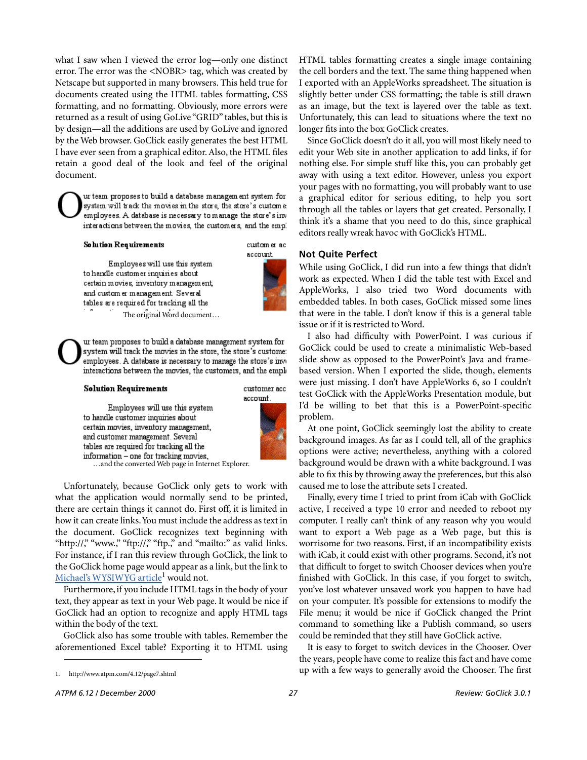what I saw when I viewed the error log—only one distinct error. The error was the <NOBR> tag, which was created by Netscape but supported in many browsers. This held true for documents created using the HTML tables formatting, CSS formatting, and no formatting. Obviously, more errors were returned as a result of using GoLive "GRID" tables, but this is by design—all the additions are used by GoLive and ignored by the Web browser. GoClick easily generates the best HTML I have ever seen from a graphical editor. Also, the HTML files retain a good deal of the look and feel of the original document.

The original Word document…

…and the converted Web page in Internet Explorer.

Unfortunately, because GoClick only gets to work with what the application would normally send to be printed, there are certain things it cannot do. First of, it is limited in how it can create links. You must include the address as text in the document. GoClick recognizes text beginning with "http://," "www.," "ftp://," "ftp.," and "mailto:" as valid links. For instance, if I ran this review through GoClick, the link to the GoClick home page would appear as a link, but the link to Michael's WYSIWYG article[1] would not.

Furthermore, if you include HTML tags in the body of your text, they appear as text in your Web page. It would be nice if GoClick had an option to recognize and apply HTML tags within the body of the text.

GoClick also has some trouble with tables. Remember the aforementioned Excel table? Exporting it to HTML using HTML tables formatting creates a single image containing the cell borders and the text. The same thing happened when I exported with an AppleWorks spreadsheet. The situation is slightly better under CSS formatting; the table is still drawn as an image, but the text is layered over the table as text. Unfortunately, this can lead to situations where the text no longer fits into the box GoClick creates.

Since GoClick doesn't do it all, you will most likely need to edit your Web site in another application to add links, if for nothing else. For simple stuff like this, you can probably get away with using a text editor. However, unless you export your pages with no formatting, you will probably want to use a graphical editor for serious editing, to help you sort through all the tables or layers that get created. Personally, I think it's a shame that you need to do this, since graphical editors really wreak havoc with GoClick's HTML.

## Not Quite Perfect

While using GoClick, I did run into a few things that didn't work as expected. When I did the table test with Excel and AppleWorks, I also tried two Word documents with embedded tables. In both cases, GoClick missed some lines that were in the table. I don't know if this is a general table issue or if it is restricted to Word.

I also had difficulty with PowerPoint. I was curious if GoClick could be used to create a minimalistic Web-based slide show as opposed to the PowerPoint's Java and frame-based version. When I exported the slide, though, elements were just missing. I don't have AppleWorks 6, so I couldn't test GoClick with the AppleWorks Presentation module, but I'd be willing to bet that this is a PowerPoint-specific problem.

At one point, GoClick seemingly lost the ability to create background images. As far as I could tell, all of the graphics options were active; nevertheless, anything with a colored background would be drawn with a white background. I was able to fix this by throwing away the preferences, but this also caused me to lose the attribute sets I created.

Finally, every time I tried to print from iCab with GoClick active, I received a type 10 error and needed to reboot my computer. I really can't think of any reason why you would want to export a Web page as a Web page, but this is worrisome for two reasons. First, if an incompatibility exists with iCab, it could exist with other programs. Second, it's not that difficult to forget to switch Chooser devices when you're finished with GoClick. In this case, if you forget to switch, you've lost whatever unsaved work you happen to have had on your computer. It's possible for extensions to modify the File menu; it would be nice if GoClick changed the Print command to something like a Publish command, so users could be reminded that they still have GoClick active.

It is easy to forget to switch devices in the Chooser. Over the years, people have come to realize this fact and have come up with a few ways to generally avoid the Chooser. The first

1. http://www.atpm.com/4.12/page7.shtml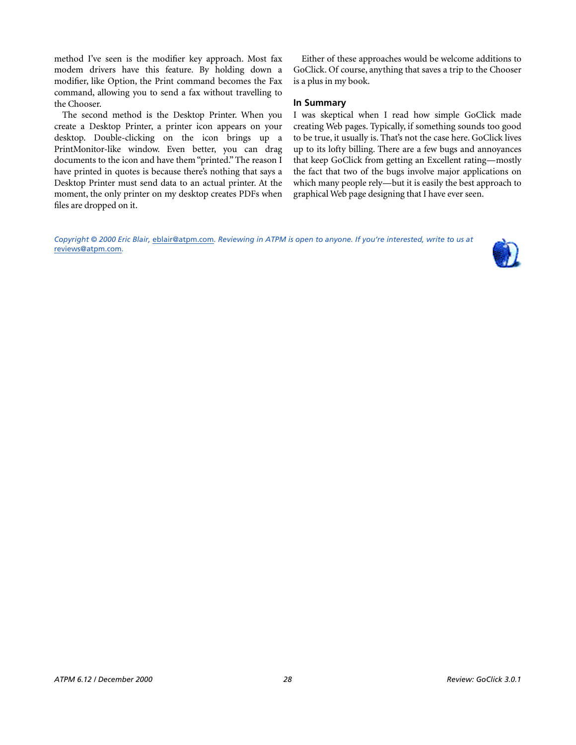method I've seen is the modifier key approach. Most fax modem drivers have this feature. By holding down a modifier, like Option, the Print command becomes the Fax command, allowing you to send a fax without travelling to the Chooser.

The second method is the Desktop Printer. When you create a Desktop Printer, a printer icon appears on your desktop. Double-clicking on the icon brings up a PrintMonitor-like window. Even better, you can drag documents to the icon and have them "printed." The reason I have printed in quotes is because there's nothing that says a Desktop Printer must send data to an actual printer. At the moment, the only printer on my desktop creates PDFs when files are dropped on it.

Either of these approaches would be welcome additions to GoClick. Of course, anything that saves a trip to the Chooser is a plus in my book.

### In Summary

I was skeptical when I read how simple GoClick made creating Web pages. Typically, if something sounds too good to be true, it usually is. That's not the case here. GoClick lives up to its lofty billing. There are a few bugs and annoyances that keep GoClick from getting an Excellent rating—mostly the fact that two of the bugs involve major applications on which many people rely—but it is easily the best approach to graphical Web page designing that I have ever seen.

*Copyright © 2000 Eric Blair, eblair@atpm.com. Reviewing in ATPM is open to anyone. If you're interested, write to us at reviews@atpm.com.*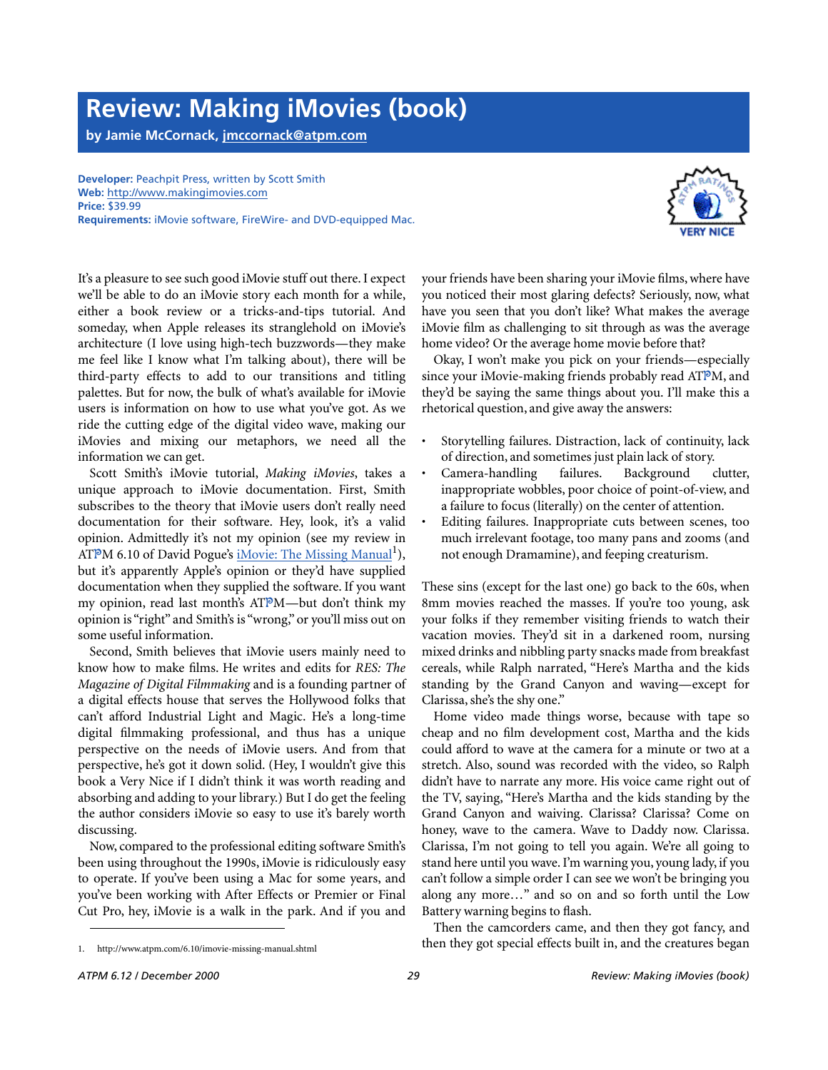# Review: Making iMovies (book)

**by Jamie McCornack, jmccornack@atpm.com**

**Developer:** Peachpit Press, written by Scott Smith
**Web:** http://www.makingimovies.com
**Price:** $39.99
**Requirements:** iMovie software, FireWire- and DVD-equipped Mac.

VERY NICE

It's a pleasure to see such good iMovie stuff out there. I expect we'll be able to do an iMovie story each month for a while, either a book review or a tricks-and-tips tutorial. And someday, when Apple releases its stranglehold on iMovie's architecture (I love using high-tech buzzwords—they make me feel like I know what I'm talking about), there will be third-party effects to add to our transitions and titling palettes. But for now, the bulk of what's available for iMovie users is information on how to use what you've got. As we ride the cutting edge of the digital video wave, making our iMovies and mixing our metaphors, we need all the information we can get.

Scott Smith's iMovie tutorial, *Making iMovies*, takes a unique approach to iMovie documentation. First, Smith subscribes to the theory that iMovie users don't really need documentation for their software. Hey, look, it's a valid opinion. Admittedly it's not my opinion (see my review in ATPM 6.10 of David Pogue's iMovie: The Missing Manual[1]), but it's apparently Apple's opinion or they'd have supplied documentation when they supplied the software. If you want my opinion, read last month's ATPM—but don't think my opinion is "right" and Smith's is "wrong," or you'll miss out on some useful information.

Second, Smith believes that iMovie users mainly need to know how to make films. He writes and edits for *RES: The Magazine of Digital Filmmaking* and is a founding partner of a digital effects house that serves the Hollywood folks that can't afford Industrial Light and Magic. He's a long-time digital filmmaking professional, and thus has a unique perspective on the needs of iMovie users. And from that perspective, he's got it down solid. (Hey, I wouldn't give this book a Very Nice if I didn't think it was worth reading and absorbing and adding to your library.) But I do get the feeling the author considers iMovie so easy to use it's barely worth discussing.

Now, compared to the professional editing software Smith's been using throughout the 1990s, iMovie is ridiculously easy to operate. If you've been using a Mac for some years, and you've been working with After Effects or Premier or Final Cut Pro, hey, iMovie is a walk in the park. And if you and your friends have been sharing your iMovie films, where have you noticed their most glaring defects? Seriously, now, what have you seen that you don't like? What makes the average iMovie film as challenging to sit through as was the average home video? Or the average home movie before that?

Okay, I won't make you pick on your friends—especially since your iMovie-making friends probably read ATPM, and they'd be saying the same things about you. I'll make this a rhetorical question, and give away the answers:

- Storytelling failures. Distraction, lack of continuity, lack of direction, and sometimes just plain lack of story.
- Camera-handling failures. Background clutter, inappropriate wobbles, poor choice of point-of-view, and a failure to focus (literally) on the center of attention.
- Editing failures. Inappropriate cuts between scenes, too much irrelevant footage, too many pans and zooms (and not enough Dramamine), and feeping creaturism.

These sins (except for the last one) go back to the 60s, when 8mm movies reached the masses. If you're too young, ask your folks if they remember visiting friends to watch their vacation movies. They'd sit in a darkened room, nursing mixed drinks and nibbling party snacks made from breakfast cereals, while Ralph narrated, "Here's Martha and the kids standing by the Grand Canyon and waving—except for Clarissa, she's the shy one."

Home video made things worse, because with tape so cheap and no film development cost, Martha and the kids could afford to wave at the camera for a minute or two at a stretch. Also, sound was recorded with the video, so Ralph didn't have to narrate any more. His voice came right out of the TV, saying, "Here's Martha and the kids standing by the Grand Canyon and waiving. Clarissa? Clarissa? Come on honey, wave to the camera. Wave to Daddy now. Clarissa. Clarissa, I'm not going to tell you again. We're all going to stand here until you wave. I'm warning you, young lady, if you can't follow a simple order I can see we won't be bringing you along any more…" and so on and so forth until the Low Battery warning begins to flash.

Then the camcorders came, and then they got fancy, and then they got special effects built in, and the creatures began

1. http://www.atpm.com/6.10/imovie-missing-manual.shtml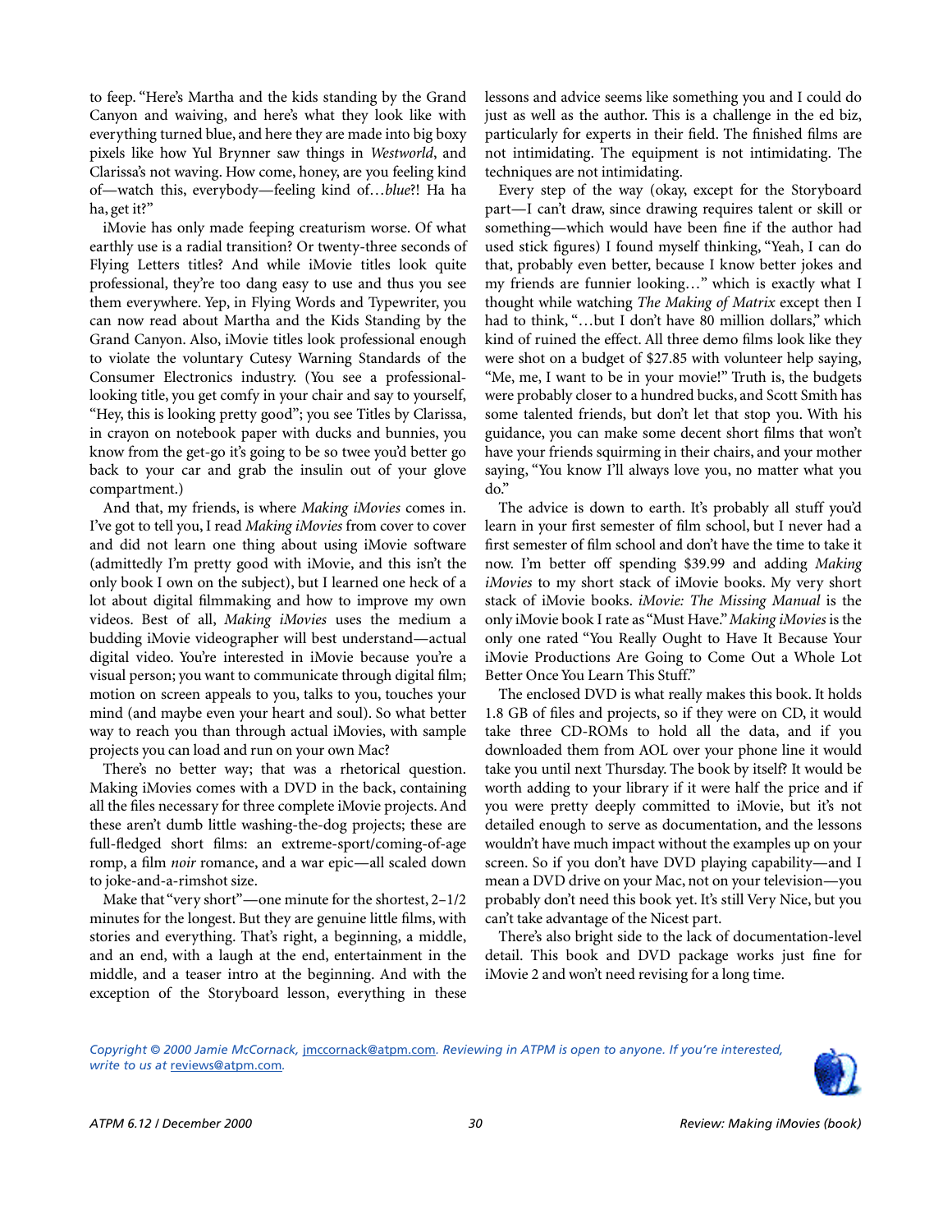to feep. "Here's Martha and the kids standing by the Grand Canyon and waiving, and here's what they look like with everything turned blue, and here they are made into big boxy pixels like how Yul Brynner saw things in *Westworld*, and Clarissa's not waving. How come, honey, are you feeling kind of—watch this, everybody—feeling kind of…*blue*?! Ha ha ha, get it?"

iMovie has only made feeping creaturism worse. Of what earthly use is a radial transition? Or twenty-three seconds of Flying Letters titles? And while iMovie titles look quite professional, they're too dang easy to use and thus you see them everywhere. Yep, in Flying Words and Typewriter, you can now read about Martha and the Kids Standing by the Grand Canyon. Also, iMovie titles look professional enough to violate the voluntary Cutesy Warning Standards of the Consumer Electronics industry. (You see a professional-looking title, you get comfy in your chair and say to yourself, "Hey, this is looking pretty good"; you see Titles by Clarissa, in crayon on notebook paper with ducks and bunnies, you know from the get-go it's going to be so twee you'd better go back to your car and grab the insulin out of your glove compartment.)

And that, my friends, is where *Making iMovies* comes in. I've got to tell you, I read *Making iMovies* from cover to cover and did not learn one thing about using iMovie software (admittedly I'm pretty good with iMovie, and this isn't the only book I own on the subject), but I learned one heck of a lot about digital filmmaking and how to improve my own videos. Best of all, *Making iMovies* uses the medium a budding iMovie videographer will best understand—actual digital video. You're interested in iMovie because you're a visual person; you want to communicate through digital film; motion on screen appeals to you, talks to you, touches your mind (and maybe even your heart and soul). So what better way to reach you than through actual iMovies, with sample projects you can load and run on your own Mac?

There's no better way; that was a rhetorical question. Making iMovies comes with a DVD in the back, containing all the files necessary for three complete iMovie projects. And these aren't dumb little washing-the-dog projects; these are full-fledged short films: an extreme-sport/coming-of-age romp, a film *noir* romance, and a war epic—all scaled down to joke-and-a-rimshot size.

Make that "very short"—one minute for the shortest, 2–1/2 minutes for the longest. But they are genuine little films, with stories and everything. That's right, a beginning, a middle, and an end, with a laugh at the end, entertainment in the middle, and a teaser intro at the beginning. And with the exception of the Storyboard lesson, everything in these lessons and advice seems like something you and I could do just as well as the author. This is a challenge in the ed biz, particularly for experts in their field. The finished films are not intimidating. The equipment is not intimidating. The techniques are not intimidating.

Every step of the way (okay, except for the Storyboard part—I can't draw, since drawing requires talent or skill or something—which would have been fine if the author had used stick figures) I found myself thinking, "Yeah, I can do that, probably even better, because I know better jokes and my friends are funnier looking…" which is exactly what I thought while watching *The Making of Matrix* except then I had to think, "…but I don't have 80 million dollars," which kind of ruined the effect. All three demo films look like they were shot on a budget of $27.85 with volunteer help saying, "Me, me, I want to be in your movie!" Truth is, the budgets were probably closer to a hundred bucks, and Scott Smith has some talented friends, but don't let that stop you. With his guidance, you can make some decent short films that won't have your friends squirming in their chairs, and your mother saying, "You know I'll always love you, no matter what you do."

The advice is down to earth. It's probably all stuff you'd learn in your first semester of film school, but I never had a first semester of film school and don't have the time to take it now. I'm better off spending $39.99 and adding *Making iMovies* to my short stack of iMovie books. My very short stack of iMovie books. *iMovie: The Missing Manual* is the only iMovie book I rate as "Must Have." *Making iMovies* is the only one rated "You Really Ought to Have It Because Your iMovie Productions Are Going to Come Out a Whole Lot Better Once You Learn This Stuff."

The enclosed DVD is what really makes this book. It holds 1.8 GB of files and projects, so if they were on CD, it would take three CD-ROMs to hold all the data, and if you downloaded them from AOL over your phone line it would take you until next Thursday. The book by itself? It would be worth adding to your library if it were half the price and if you were pretty deeply committed to iMovie, but it's not detailed enough to serve as documentation, and the lessons wouldn't have much impact without the examples up on your screen. So if you don't have DVD playing capability—and I mean a DVD drive on your Mac, not on your television—you probably don't need this book yet. It's still Very Nice, but you can't take advantage of the Nicest part.

There's also bright side to the lack of documentation-level detail. This book and DVD package works just fine for iMovie 2 and won't need revising for a long time.

*Copyright © 2000 Jamie McCornack,* jmccornack@atpm.com*. Reviewing in ATPM is open to anyone. If you're interested, write to us at* reviews@atpm.com*.*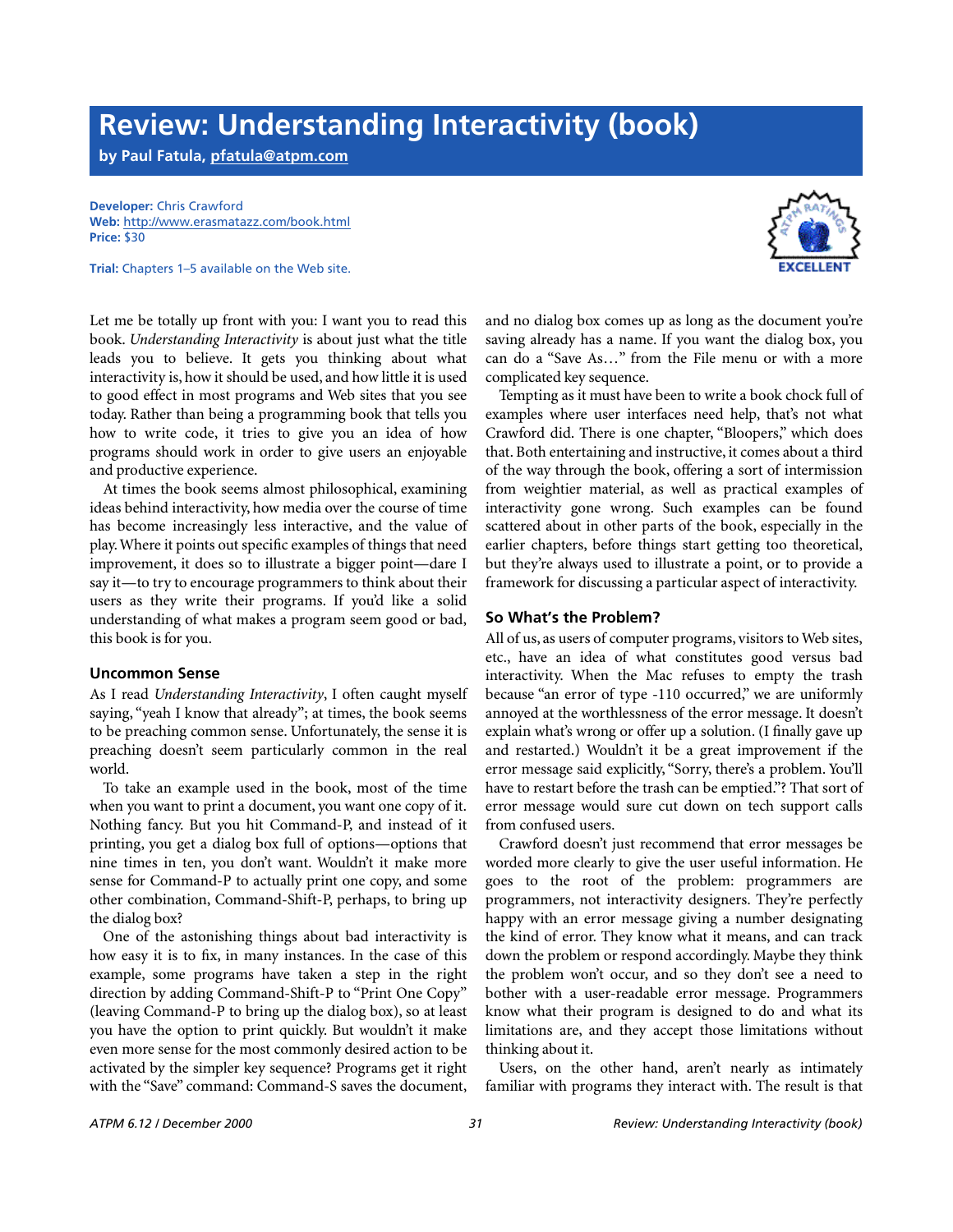# Review: Understanding Interactivity (book)

**by Paul Fatula, pfatula@atpm.com**

**Developer:** Chris Crawford
**Web:** http://www.erasmatazz.com/book.html
**Price:** $30

**Trial:** Chapters 1–5 available on the Web site.

Let me be totally up front with you: I want you to read this book. *Understanding Interactivity* is about just what the title leads you to believe. It gets you thinking about what interactivity is, how it should be used, and how little it is used to good effect in most programs and Web sites that you see today. Rather than being a programming book that tells you how to write code, it tries to give you an idea of how programs should work in order to give users an enjoyable and productive experience.

At times the book seems almost philosophical, examining ideas behind interactivity, how media over the course of time has become increasingly less interactive, and the value of play. Where it points out specific examples of things that need improvement, it does so to illustrate a bigger point—dare I say it—to try to encourage programmers to think about their users as they write their programs. If you'd like a solid understanding of what makes a program seem good or bad, this book is for you.

### Uncommon Sense

As I read *Understanding Interactivity*, I often caught myself saying, "yeah I know that already"; at times, the book seems to be preaching common sense. Unfortunately, the sense it is preaching doesn't seem particularly common in the real world.

To take an example used in the book, most of the time when you want to print a document, you want one copy of it. Nothing fancy. But you hit Command-P, and instead of it printing, you get a dialog box full of options—options that nine times in ten, you don't want. Wouldn't it make more sense for Command-P to actually print one copy, and some other combination, Command-Shift-P, perhaps, to bring up the dialog box?

One of the astonishing things about bad interactivity is how easy it is to fix, in many instances. In the case of this example, some programs have taken a step in the right direction by adding Command-Shift-P to "Print One Copy" (leaving Command-P to bring up the dialog box), so at least you have the option to print quickly. But wouldn't it make even more sense for the most commonly desired action to be activated by the simpler key sequence? Programs get it right with the "Save" command: Command-S saves the document, and no dialog box comes up as long as the document you're saving already has a name. If you want the dialog box, you can do a "Save As…" from the File menu or with a more complicated key sequence.

Tempting as it must have been to write a book chock full of examples where user interfaces need help, that's not what Crawford did. There is one chapter, "Bloopers," which does that. Both entertaining and instructive, it comes about a third of the way through the book, offering a sort of intermission from weightier material, as well as practical examples of interactivity gone wrong. Such examples can be found scattered about in other parts of the book, especially in the earlier chapters, before things start getting too theoretical, but they're always used to illustrate a point, or to provide a framework for discussing a particular aspect of interactivity.

### So What's the Problem?

All of us, as users of computer programs, visitors to Web sites, etc., have an idea of what constitutes good versus bad interactivity. When the Mac refuses to empty the trash because "an error of type -110 occurred," we are uniformly annoyed at the worthlessness of the error message. It doesn't explain what's wrong or offer up a solution. (I finally gave up and restarted.) Wouldn't it be a great improvement if the error message said explicitly, "Sorry, there's a problem. You'll have to restart before the trash can be emptied."? That sort of error message would sure cut down on tech support calls from confused users.

Crawford doesn't just recommend that error messages be worded more clearly to give the user useful information. He goes to the root of the problem: programmers are programmers, not interactivity designers. They're perfectly happy with an error message giving a number designating the kind of error. They know what it means, and can track down the problem or respond accordingly. Maybe they think the problem won't occur, and so they don't see a need to bother with a user-readable error message. Programmers know what their program is designed to do and what its limitations are, and they accept those limitations without thinking about it.

Users, on the other hand, aren't nearly as intimately familiar with programs they interact with. The result is that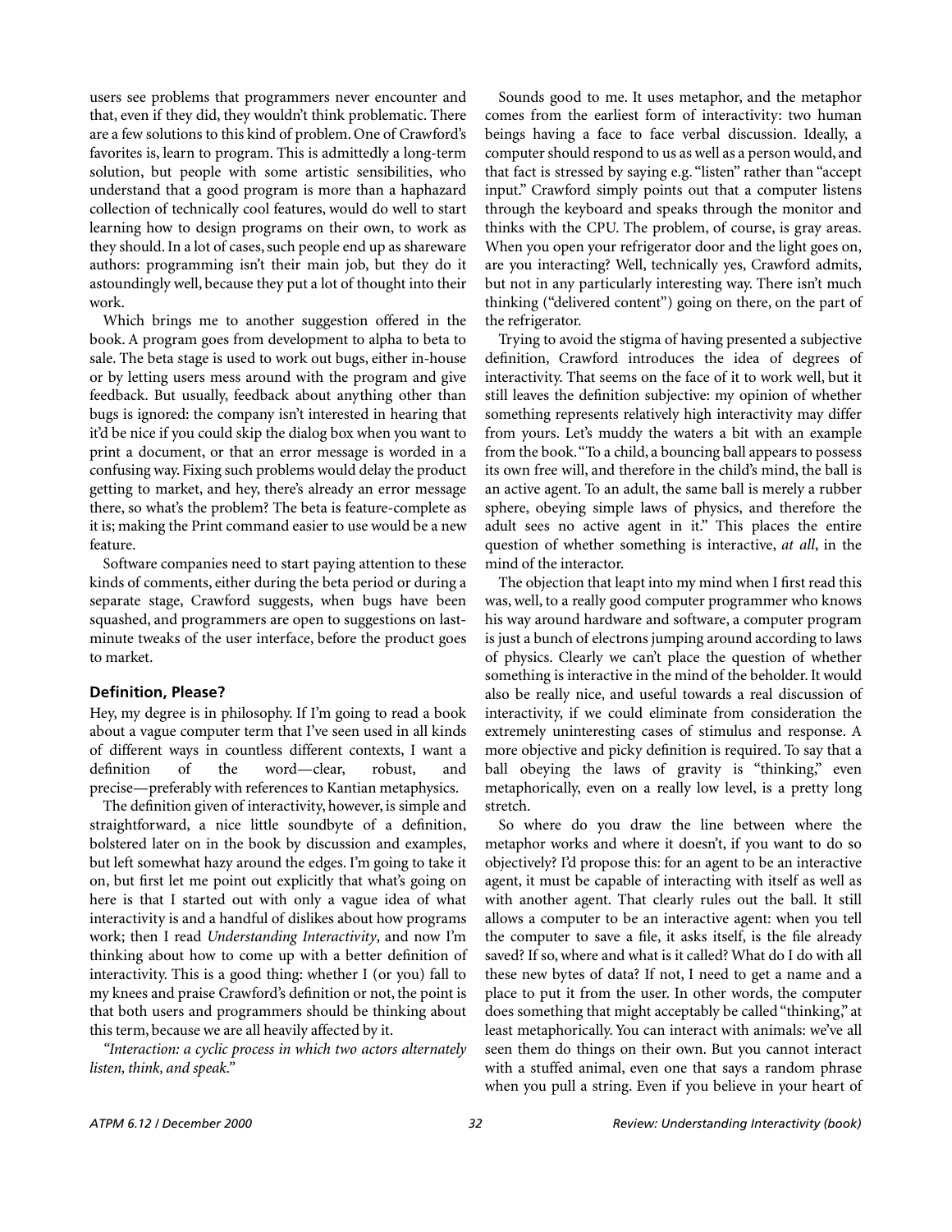users see problems that programmers never encounter and that, even if they did, they wouldn't think problematic. There are a few solutions to this kind of problem. One of Crawford's favorites is, learn to program. This is admittedly a long-term solution, but people with some artistic sensibilities, who understand that a good program is more than a haphazard collection of technically cool features, would do well to start learning how to design programs on their own, to work as they should. In a lot of cases, such people end up as shareware authors: programming isn't their main job, but they do it astoundingly well, because they put a lot of thought into their work.

Which brings me to another suggestion offered in the book. A program goes from development to alpha to beta to sale. The beta stage is used to work out bugs, either in-house or by letting users mess around with the program and give feedback. But usually, feedback about anything other than bugs is ignored: the company isn't interested in hearing that it'd be nice if you could skip the dialog box when you want to print a document, or that an error message is worded in a confusing way. Fixing such problems would delay the product getting to market, and hey, there's already an error message there, so what's the problem? The beta is feature-complete as it is; making the Print command easier to use would be a new feature.

Software companies need to start paying attention to these kinds of comments, either during the beta period or during a separate stage, Crawford suggests, when bugs have been squashed, and programmers are open to suggestions on last-minute tweaks of the user interface, before the product goes to market.

### Definition, Please?

Hey, my degree is in philosophy. If I'm going to read a book about a vague computer term that I've seen used in all kinds of different ways in countless different contexts, I want a definition of the word—clear, robust, and precise—preferably with references to Kantian metaphysics.

The definition given of interactivity, however, is simple and straightforward, a nice little soundbyte of a definition, bolstered later on in the book by discussion and examples, but left somewhat hazy around the edges. I'm going to take it on, but first let me point out explicitly that what's going on here is that I started out with only a vague idea of what interactivity is and a handful of dislikes about how programs work; then I read *Understanding Interactivity*, and now I'm thinking about how to come up with a better definition of interactivity. This is a good thing: whether I (or you) fall to my knees and praise Crawford's definition or not, the point is that both users and programmers should be thinking about this term, because we are all heavily affected by it.

*"Interaction: a cyclic process in which two actors alternately listen, think, and speak."*

Sounds good to me. It uses metaphor, and the metaphor comes from the earliest form of interactivity: two human beings having a face to face verbal discussion. Ideally, a computer should respond to us as well as a person would, and that fact is stressed by saying e.g. "listen" rather than "accept input." Crawford simply points out that a computer listens through the keyboard and speaks through the monitor and thinks with the CPU. The problem, of course, is gray areas. When you open your refrigerator door and the light goes on, are you interacting? Well, technically yes, Crawford admits, but not in any particularly interesting way. There isn't much thinking ("delivered content") going on there, on the part of the refrigerator.

Trying to avoid the stigma of having presented a subjective definition, Crawford introduces the idea of degrees of interactivity. That seems on the face of it to work well, but it still leaves the definition subjective: my opinion of whether something represents relatively high interactivity may differ from yours. Let's muddy the waters a bit with an example from the book. "To a child, a bouncing ball appears to possess its own free will, and therefore in the child's mind, the ball is an active agent. To an adult, the same ball is merely a rubber sphere, obeying simple laws of physics, and therefore the adult sees no active agent in it." This places the entire question of whether something is interactive, *at all*, in the mind of the interactor.

The objection that leapt into my mind when I first read this was, well, to a really good computer programmer who knows his way around hardware and software, a computer program is just a bunch of electrons jumping around according to laws of physics. Clearly we can't place the question of whether something is interactive in the mind of the beholder. It would also be really nice, and useful towards a real discussion of interactivity, if we could eliminate from consideration the extremely uninteresting cases of stimulus and response. A more objective and picky definition is required. To say that a ball obeying the laws of gravity is "thinking," even metaphorically, even on a really low level, is a pretty long stretch.

So where do you draw the line between where the metaphor works and where it doesn't, if you want to do so objectively? I'd propose this: for an agent to be an interactive agent, it must be capable of interacting with itself as well as with another agent. That clearly rules out the ball. It still allows a computer to be an interactive agent: when you tell the computer to save a file, it asks itself, is the file already saved? If so, where and what is it called? What do I do with all these new bytes of data? If not, I need to get a name and a place to put it from the user. In other words, the computer does something that might acceptably be called "thinking," at least metaphorically. You can interact with animals: we've all seen them do things on their own. But you cannot interact with a stuffed animal, even one that says a random phrase when you pull a string. Even if you believe in your heart of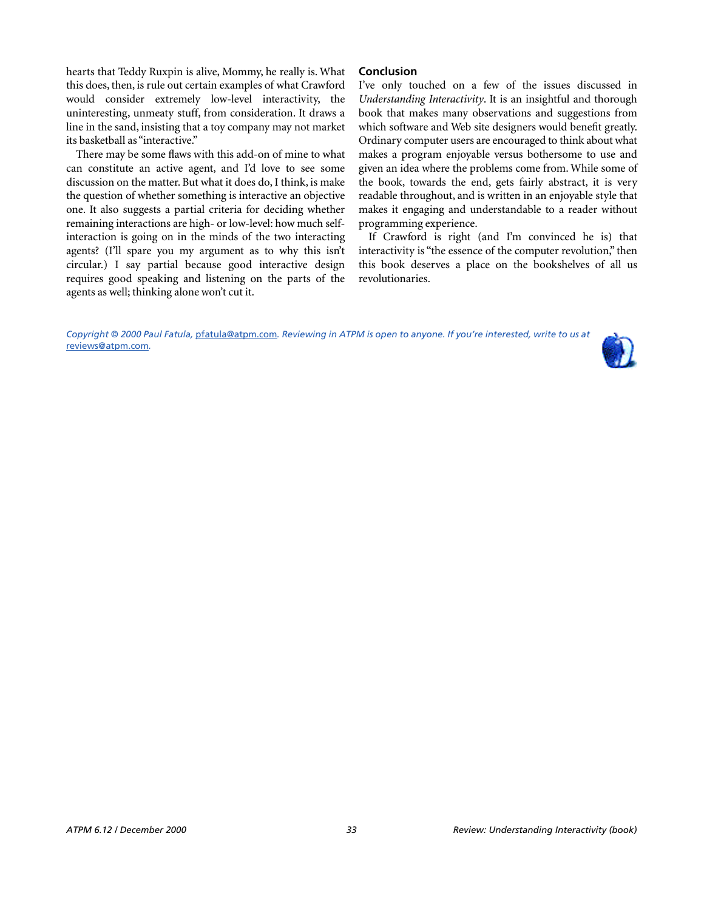hearts that Teddy Ruxpin is alive, Mommy, he really is. What this does, then, is rule out certain examples of what Crawford would consider extremely low-level interactivity, the uninteresting, unmeaty stuff, from consideration. It draws a line in the sand, insisting that a toy company may not market its basketball as "interactive."

There may be some flaws with this add-on of mine to what can constitute an active agent, and I'd love to see some discussion on the matter. But what it does do, I think, is make the question of whether something is interactive an objective one. It also suggests a partial criteria for deciding whether remaining interactions are high- or low-level: how much self-interaction is going on in the minds of the two interacting agents? (I'll spare you my argument as to why this isn't circular.) I say partial because good interactive design requires good speaking and listening on the parts of the agents as well; thinking alone won't cut it.

## Conclusion

I've only touched on a few of the issues discussed in *Understanding Interactivity*. It is an insightful and thorough book that makes many observations and suggestions from which software and Web site designers would benefit greatly. Ordinary computer users are encouraged to think about what makes a program enjoyable versus bothersome to use and given an idea where the problems come from. While some of the book, towards the end, gets fairly abstract, it is very readable throughout, and is written in an enjoyable style that makes it engaging and understandable to a reader without programming experience.

If Crawford is right (and I'm convinced he is) that interactivity is "the essence of the computer revolution," then this book deserves a place on the bookshelves of all us revolutionaries.

*Copyright © 2000 Paul Fatula, pfatula@atpm.com. Reviewing in ATPM is open to anyone. If you're interested, write to us at reviews@atpm.com.*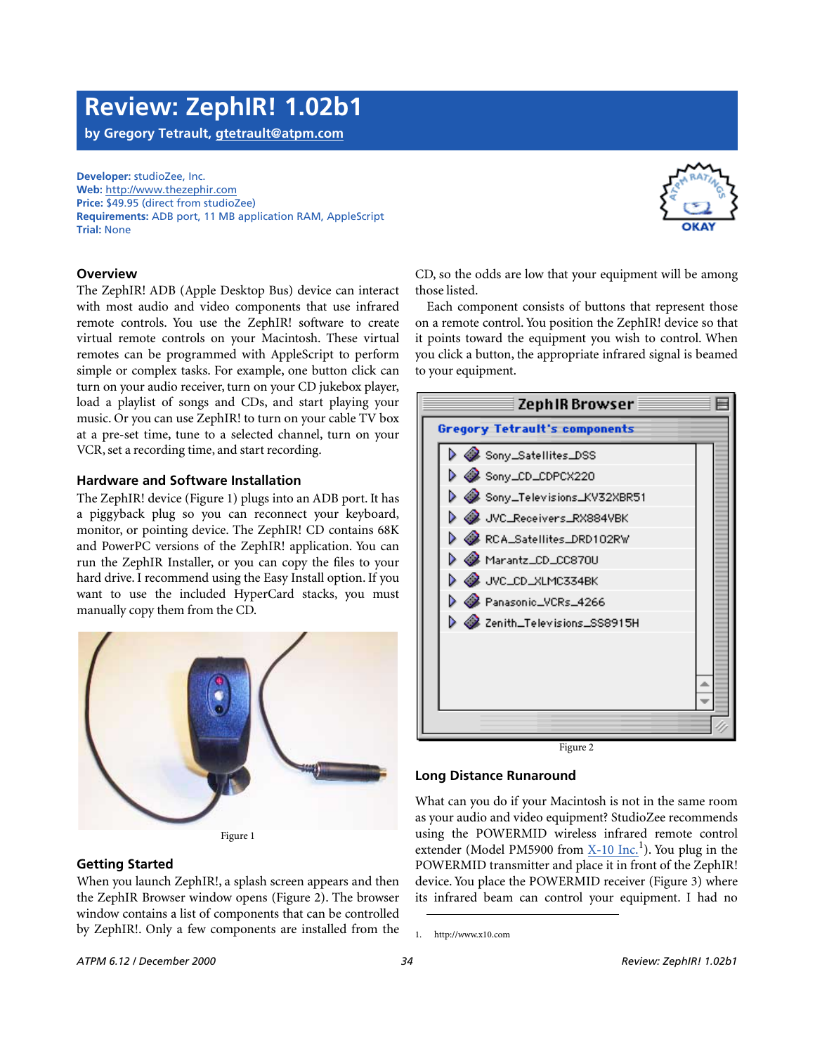# Review: ZephIR! 1.02b1

**by Gregory Tetrault, gtetrault@atpm.com**

**Developer:** studioZee, Inc.
**Web:** http://www.thezephir.com
**Price:** $49.95 (direct from studioZee)
**Requirements:** ADB port, 11 MB application RAM, AppleScript
**Trial:** None

ATPM RATINGS: OKAY

### Overview

The ZephIR! ADB (Apple Desktop Bus) device can interact with most audio and video components that use infrared remote controls. You use the ZephIR! software to create virtual remote controls on your Macintosh. These virtual remotes can be programmed with AppleScript to perform simple or complex tasks. For example, one button click can turn on your audio receiver, turn on your CD jukebox player, load a playlist of songs and CDs, and start playing your music. Or you can use ZephIR! to turn on your cable TV box at a pre-set time, tune to a selected channel, turn on your VCR, set a recording time, and start recording.

### Hardware and Software Installation

The ZephIR! device (Figure 1) plugs into an ADB port. It has a piggyback plug so you can reconnect your keyboard, monitor, or pointing device. The ZephIR! CD contains 68K and PowerPC versions of the ZephIR! application. You can run the ZephIR Installer, or you can copy the files to your hard drive. I recommend using the Easy Install option. If you want to use the included HyperCard stacks, you must manually copy them from the CD.

Figure 1

### Getting Started

When you launch ZephIR!, a splash screen appears and then the ZephIR Browser window opens (Figure 2). The browser window contains a list of components that can be controlled by ZephIR!. Only a few components are installed from the CD, so the odds are low that your equipment will be among those listed.

Each component consists of buttons that represent those on a remote control. You position the ZephIR! device so that it points toward the equipment you wish to control. When you click a button, the appropriate infrared signal is beamed to your equipment.

ZephIR Browser
Gregory Tetrault's components
- Sony_Satellites_DSS
- Sony_CD_CDPCX220
- Sony_Televisions_KV32XBR51
- JVC_Receivers_RX884VBK
- RCA_Satellites_DRD102RW
- Marantz_CD_CC870U
- JVC_CD_XLMC334BK
- Panasonic_VCRs_4266
- Zenith_Televisions_SS8915H

Figure 2

### Long Distance Runaround

What can you do if your Macintosh is not in the same room as your audio and video equipment? StudioZee recommends using the POWERMID wireless infrared remote control extender (Model PM5900 from X-10 Inc.[1]). You plug in the POWERMID transmitter and place it in front of the ZephIR! device. You place the POWERMID receiver (Figure 3) where its infrared beam can control your equipment. I had no

1. http://www.x10.com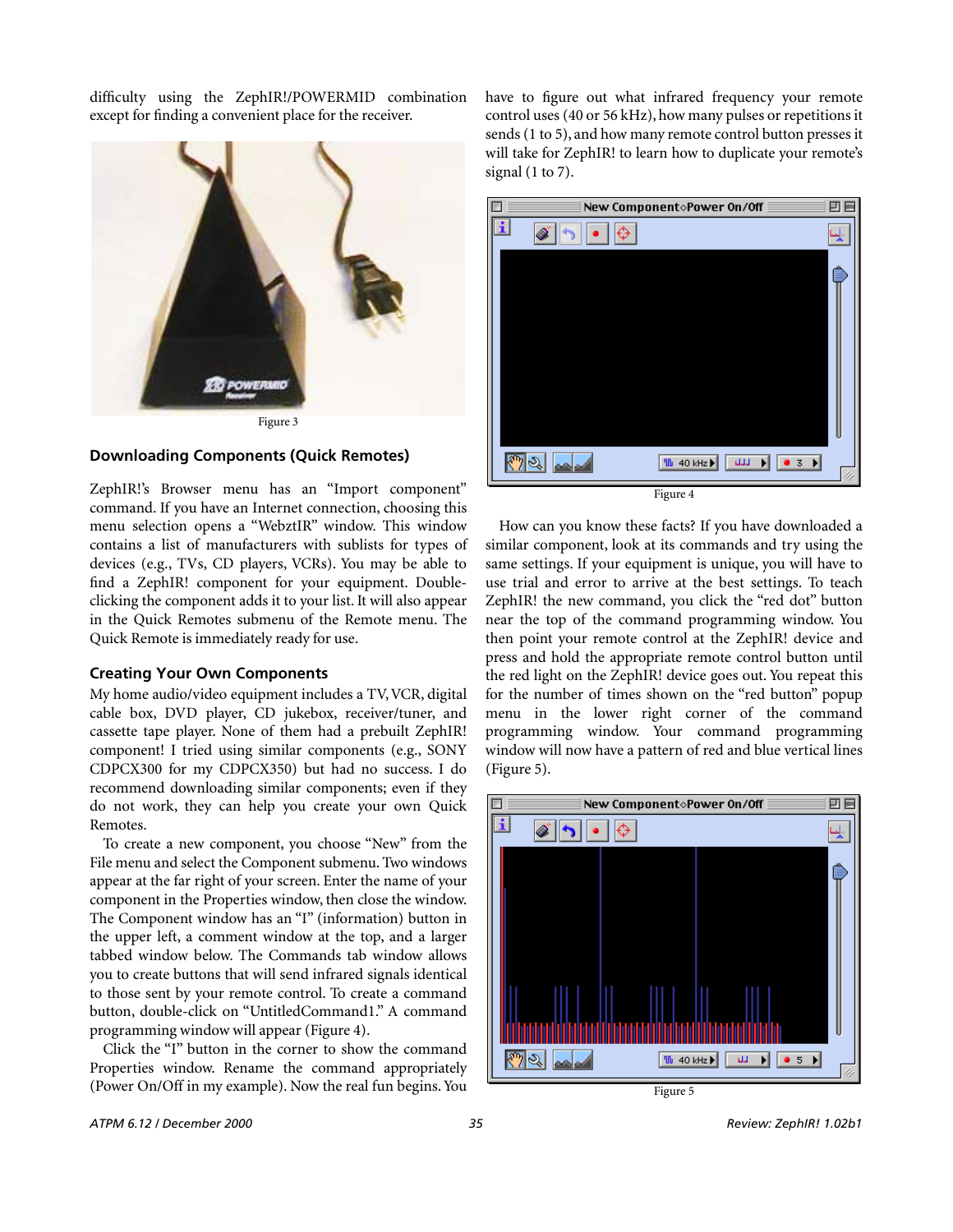difficulty using the ZephIR!/POWERMID combination except for finding a convenient place for the receiver.

Figure 3

## Downloading Components (Quick Remotes)

ZephIR!'s Browser menu has an "Import component" command. If you have an Internet connection, choosing this menu selection opens a "WebztIR" window. This window contains a list of manufacturers with sublists for types of devices (e.g., TVs, CD players, VCRs). You may be able to find a ZephIR! component for your equipment. Double-clicking the component adds it to your list. It will also appear in the Quick Remotes submenu of the Remote menu. The Quick Remote is immediately ready for use.

## Creating Your Own Components

My home audio/video equipment includes a TV, VCR, digital cable box, DVD player, CD jukebox, receiver/tuner, and cassette tape player. None of them had a prebuilt ZephIR! component! I tried using similar components (e.g., SONY CDPCX300 for my CDPCX350) but had no success. I do recommend downloading similar components; even if they do not work, they can help you create your own Quick Remotes.

To create a new component, you choose "New" from the File menu and select the Component submenu. Two windows appear at the far right of your screen. Enter the name of your component in the Properties window, then close the window. The Component window has an "I" (information) button in the upper left, a comment window at the top, and a larger tabbed window below. The Commands tab window allows you to create buttons that will send infrared signals identical to those sent by your remote control. To create a command button, double-click on "UntitledCommand1." A command programming window will appear (Figure 4).

Click the "I" button in the corner to show the command Properties window. Rename the command appropriately (Power On/Off in my example). Now the real fun begins. You have to figure out what infrared frequency your remote control uses (40 or 56 kHz), how many pulses or repetitions it sends (1 to 5), and how many remote control button presses it will take for ZephIR! to learn how to duplicate your remote's signal (1 to 7).

Figure 4

How can you know these facts? If you have downloaded a similar component, look at its commands and try using the same settings. If your equipment is unique, you will have to use trial and error to arrive at the best settings. To teach ZephIR! the new command, you click the "red dot" button near the top of the command programming window. You then point your remote control at the ZephIR! device and press and hold the appropriate remote control button until the red light on the ZephIR! device goes out. You repeat this for the number of times shown on the "red button" popup menu in the lower right corner of the command programming window. Your command programming window will now have a pattern of red and blue vertical lines (Figure 5).

Figure 5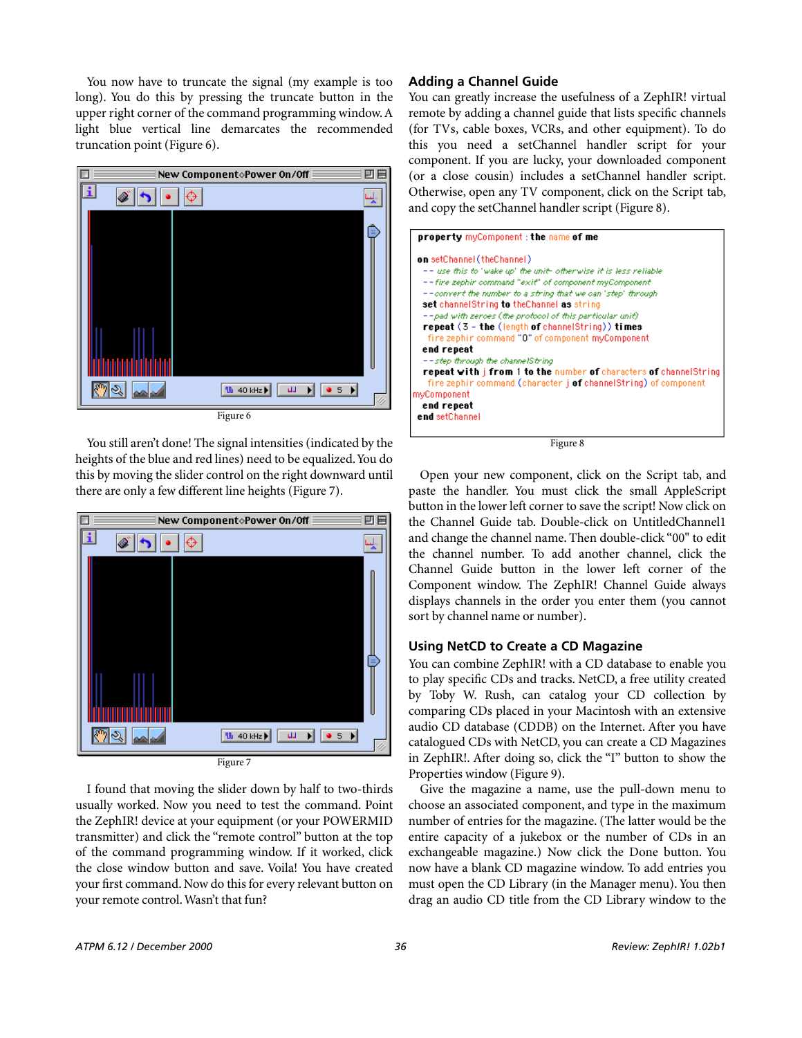You now have to truncate the signal (my example is too long). You do this by pressing the truncate button in the upper right corner of the command programming window. A light blue vertical line demarcates the recommended truncation point (Figure 6).

Figure 6

You still aren't done! The signal intensities (indicated by the heights of the blue and red lines) need to be equalized. You do this by moving the slider control on the right downward until there are only a few different line heights (Figure 7).

Figure 7

I found that moving the slider down by half to two-thirds usually worked. Now you need to test the command. Point the ZephIR! device at your equipment (or your POWERMID transmitter) and click the "remote control" button at the top of the command programming window. If it worked, click the close window button and save. Voila! You have created your first command. Now do this for every relevant button on your remote control. Wasn't that fun?

## Adding a Channel Guide

You can greatly increase the usefulness of a ZephIR! virtual remote by adding a channel guide that lists specific channels (for TVs, cable boxes, VCRs, and other equipment). To do this you need a setChannel handler script for your component. If you are lucky, your downloaded component (or a close cousin) includes a setChannel handler script. Otherwise, open any TV component, click on the Script tab, and copy the setChannel handler script (Figure 8).

```
property myComponent : the name of me

on setChannel(theChannel)
  -- use this to 'wake up' the unit- otherwise it is less reliable
  --fire zephir command "exit" of component myComponent
  --convert the number to a string that we can 'step' through
  set channelString to theChannel as string
  --pad with zeroes (the protocol of this particular unit)
  repeat (3 - the (length of channelString)) times
    fire zephir command "0" of component myComponent
  end repeat
  --step through the channelString
  repeat with j from 1 to the number of characters of channelString
    fire zephir command (character j of channelString) of component
myComponent
  end repeat
end setChannel
```

Figure 8

Open your new component, click on the Script tab, and paste the handler. You must click the small AppleScript button in the lower left corner to save the script! Now click on the Channel Guide tab. Double-click on UntitledChannel1 and change the channel name. Then double-click "00" to edit the channel number. To add another channel, click the Channel Guide button in the lower left corner of the Component window. The ZephIR! Channel Guide always displays channels in the order you enter them (you cannot sort by channel name or number).

## Using NetCD to Create a CD Magazine

You can combine ZephIR! with a CD database to enable you to play specific CDs and tracks. NetCD, a free utility created by Toby W. Rush, can catalog your CD collection by comparing CDs placed in your Macintosh with an extensive audio CD database (CDDB) on the Internet. After you have catalogued CDs with NetCD, you can create a CD Magazines in ZephIR!. After doing so, click the "I" button to show the Properties window (Figure 9).

Give the magazine a name, use the pull-down menu to choose an associated component, and type in the maximum number of entries for the magazine. (The latter would be the entire capacity of a jukebox or the number of CDs in an exchangeable magazine.) Now click the Done button. You now have a blank CD magazine window. To add entries you must open the CD Library (in the Manager menu). You then drag an audio CD title from the CD Library window to the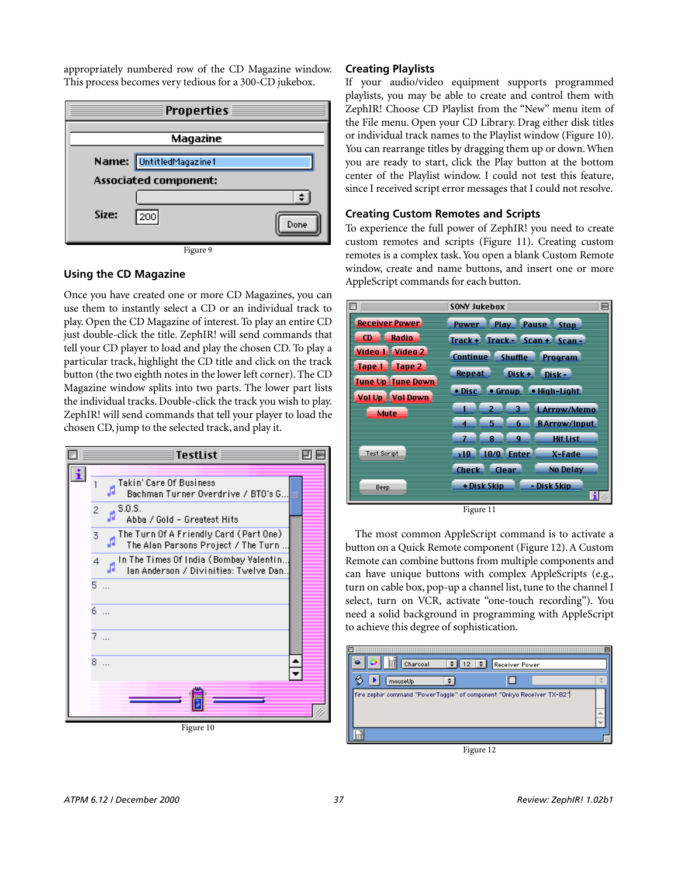appropriately numbered row of the CD Magazine window. This process becomes very tedious for a 300-CD jukebox.

Figure 9

## Using the CD Magazine

Once you have created one or more CD Magazines, you can use them to instantly select a CD or an individual track to play. Open the CD Magazine of interest. To play an entire CD just double-click the title. ZephIR! will send commands that tell your CD player to load and play the chosen CD. To play a particular track, highlight the CD title and click on the track button (the two eighth notes in the lower left corner). The CD Magazine window splits into two parts. The lower part lists the individual tracks. Double-click the track you wish to play. ZephIR! will send commands that tell your player to load the chosen CD, jump to the selected track, and play it.

Figure 10

## Creating Playlists

If your audio/video equipment supports programmed playlists, you may be able to create and control them with ZephIR! Choose CD Playlist from the "New" menu item of the File menu. Open your CD Library. Drag either disk titles or individual track names to the Playlist window (Figure 10). You can rearrange titles by dragging them up or down. When you are ready to start, click the Play button at the bottom center of the Playlist window. I could not test this feature, since I received script error messages that I could not resolve.

## Creating Custom Remotes and Scripts

To experience the full power of ZephIR! you need to create custom remotes and scripts (Figure 11). Creating custom remotes is a complex task. You open a blank Custom Remote window, create and name buttons, and insert one or more AppleScript commands for each button.

Figure 11

The most common AppleScript command is to activate a button on a Quick Remote component (Figure 12). A Custom Remote can combine buttons from multiple components and can have unique buttons with complex AppleScripts (e.g., turn on cable box, pop-up a channel list, tune to the channel I select, turn on VCR, activate "one-touch recording"). You need a solid background in programming with AppleScript to achieve this degree of sophistication.

Figure 12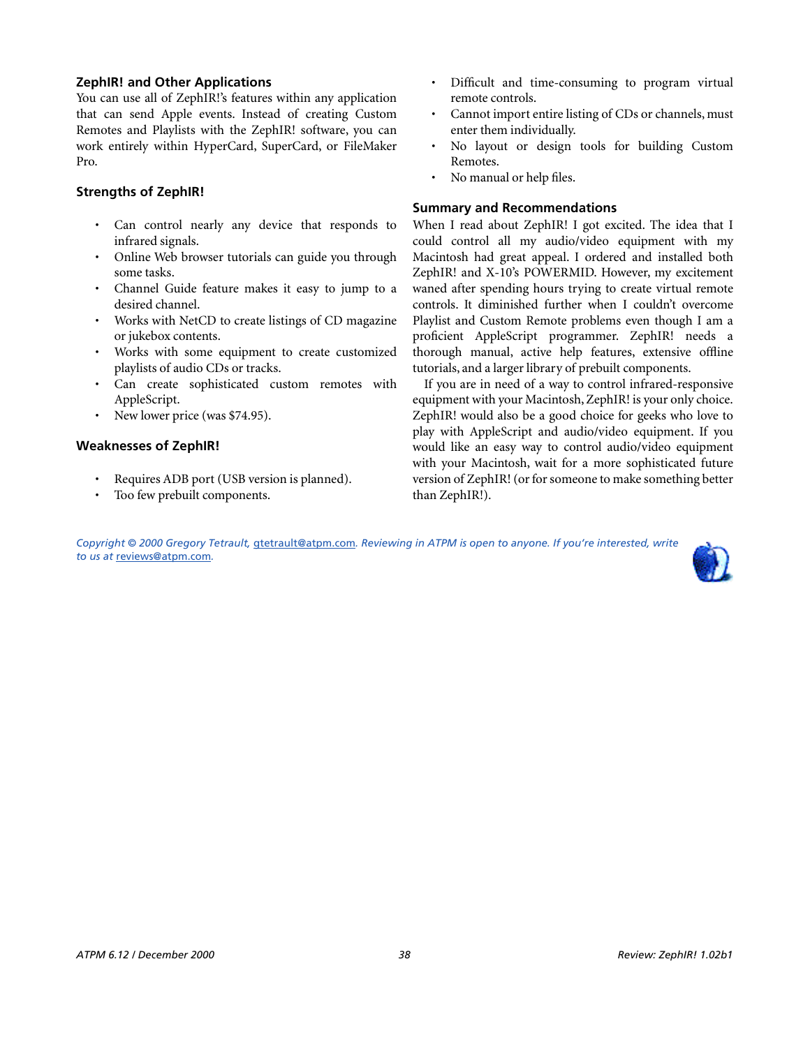### ZephIR! and Other Applications

You can use all of ZephIR!'s features within any application that can send Apple events. Instead of creating Custom Remotes and Playlists with the ZephIR! software, you can work entirely within HyperCard, SuperCard, or FileMaker Pro.

### Strengths of ZephIR!

- Can control nearly any device that responds to infrared signals.
- Online Web browser tutorials can guide you through some tasks.
- Channel Guide feature makes it easy to jump to a desired channel.
- Works with NetCD to create listings of CD magazine or jukebox contents.
- Works with some equipment to create customized playlists of audio CDs or tracks.
- Can create sophisticated custom remotes with AppleScript.
- New lower price (was $74.95).

### Weaknesses of ZephIR!

- Requires ADB port (USB version is planned).
- Too few prebuilt components.
- Difficult and time-consuming to program virtual remote controls.
- Cannot import entire listing of CDs or channels, must enter them individually.
- No layout or design tools for building Custom Remotes.
- No manual or help files.

### Summary and Recommendations

When I read about ZephIR! I got excited. The idea that I could control all my audio/video equipment with my Macintosh had great appeal. I ordered and installed both ZephIR! and X-10's POWERMID. However, my excitement waned after spending hours trying to create virtual remote controls. It diminished further when I couldn't overcome Playlist and Custom Remote problems even though I am a proficient AppleScript programmer. ZephIR! needs a thorough manual, active help features, extensive offline tutorials, and a larger library of prebuilt components.

If you are in need of a way to control infrared-responsive equipment with your Macintosh, ZephIR! is your only choice. ZephIR! would also be a good choice for geeks who love to play with AppleScript and audio/video equipment. If you would like an easy way to control audio/video equipment with your Macintosh, wait for a more sophisticated future version of ZephIR! (or for someone to make something better than ZephIR!).

*Copyright © 2000 Gregory Tetrault, gtetrault@atpm.com. Reviewing in ATPM is open to anyone. If you're interested, write to us at reviews@atpm.com.*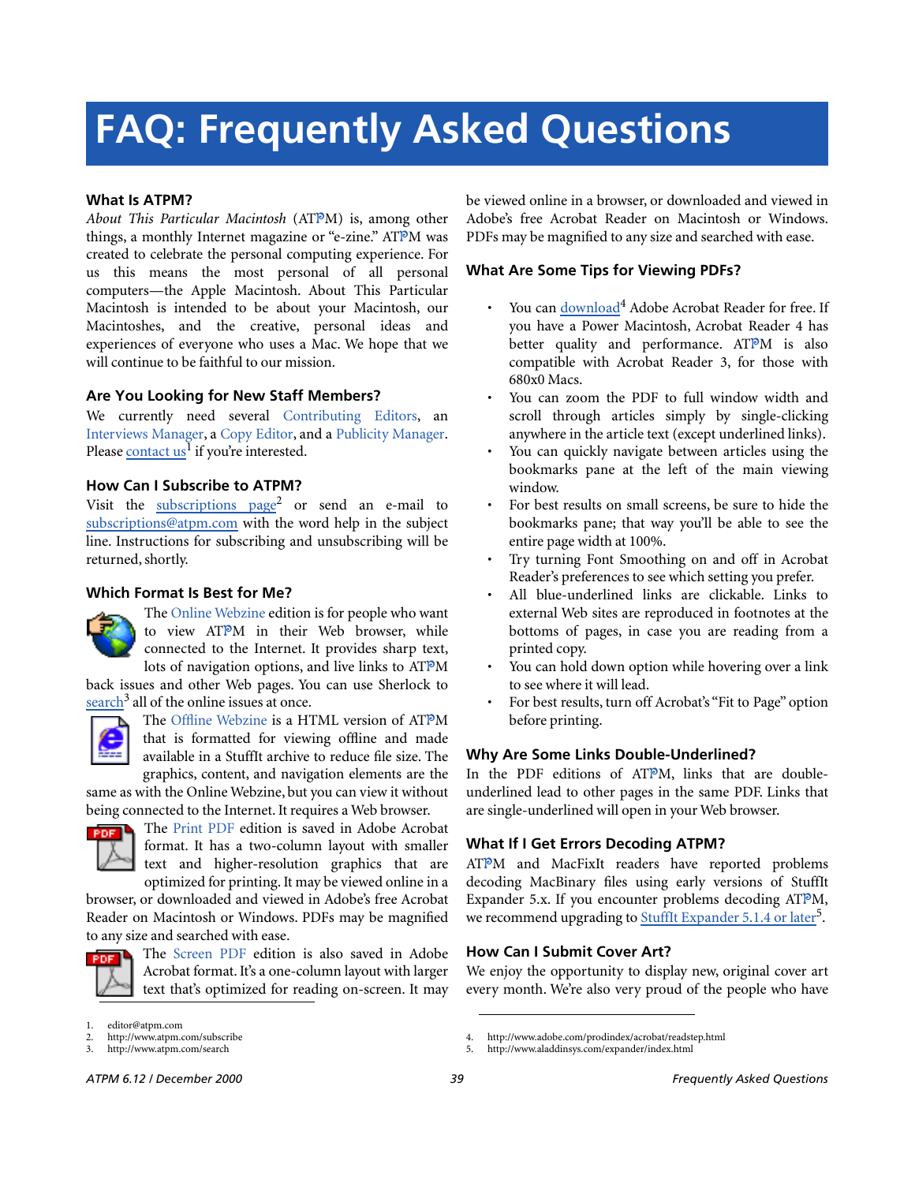# FAQ: Frequently Asked Questions

### What Is ATPM?

*About This Particular Macintosh* (ATPM) is, among other things, a monthly Internet magazine or "e-zine." ATPM was created to celebrate the personal computing experience. For us this means the most personal of all personal computers—the Apple Macintosh. About This Particular Macintosh is intended to be about your Macintosh, our Macintoshes, and the creative, personal ideas and experiences of everyone who uses a Mac. We hope that we will continue to be faithful to our mission.

### Are You Looking for New Staff Members?

We currently need several Contributing Editors, an Interviews Manager, a Copy Editor, and a Publicity Manager. Please contact us[1] if you're interested.

### How Can I Subscribe to ATPM?

Visit the subscriptions page[2] or send an e-mail to subscriptions@atpm.com with the word help in the subject line. Instructions for subscribing and unsubscribing will be returned, shortly.

### Which Format Is Best for Me?

The Online Webzine edition is for people who want to view ATPM in their Web browser, while connected to the Internet. It provides sharp text, lots of navigation options, and live links to ATPM back issues and other Web pages. You can use Sherlock to search[3] all of the online issues at once.

The Offline Webzine is a HTML version of ATPM that is formatted for viewing offline and made available in a StuffIt archive to reduce file size. The graphics, content, and navigation elements are the same as with the Online Webzine, but you can view it without being connected to the Internet. It requires a Web browser.

The Print PDF edition is saved in Adobe Acrobat format. It has a two-column layout with smaller text and higher-resolution graphics that are optimized for printing. It may be viewed online in a browser, or downloaded and viewed in Adobe's free Acrobat Reader on Macintosh or Windows. PDFs may be magnified to any size and searched with ease.

The Screen PDF edition is also saved in Adobe Acrobat format. It's a one-column layout with larger text that's optimized for reading on-screen. It may be viewed online in a browser, or downloaded and viewed in Adobe's free Acrobat Reader on Macintosh or Windows. PDFs may be magnified to any size and searched with ease.

### What Are Some Tips for Viewing PDFs?

- You can download[4] Adobe Acrobat Reader for free. If you have a Power Macintosh, Acrobat Reader 4 has better quality and performance. ATPM is also compatible with Acrobat Reader 3, for those with 680x0 Macs.
- You can zoom the PDF to full window width and scroll through articles simply by single-clicking anywhere in the article text (except underlined links).
- You can quickly navigate between articles using the bookmarks pane at the left of the main viewing window.
- For best results on small screens, be sure to hide the bookmarks pane; that way you'll be able to see the entire page width at 100%.
- Try turning Font Smoothing on and off in Acrobat Reader's preferences to see which setting you prefer.
- All blue-underlined links are clickable. Links to external Web sites are reproduced in footnotes at the bottoms of pages, in case you are reading from a printed copy.
- You can hold down option while hovering over a link to see where it will lead.
- For best results, turn off Acrobat's "Fit to Page" option before printing.

### Why Are Some Links Double-Underlined?

In the PDF editions of ATPM, links that are double-underlined lead to other pages in the same PDF. Links that are single-underlined will open in your Web browser.

### What If I Get Errors Decoding ATPM?

ATPM and MacFixIt readers have reported problems decoding MacBinary files using early versions of StuffIt Expander 5.x. If you encounter problems decoding ATPM, we recommend upgrading to StuffIt Expander 5.1.4 or later[5].

### How Can I Submit Cover Art?

We enjoy the opportunity to display new, original cover art every month. We're also very proud of the people who have

1. editor@atpm.com
2. http://www.atpm.com/subscribe
3. http://www.atpm.com/search
4. http://www.adobe.com/prodindex/acrobat/readstep.html
5. http://www.aladdinsys.com/expander/index.html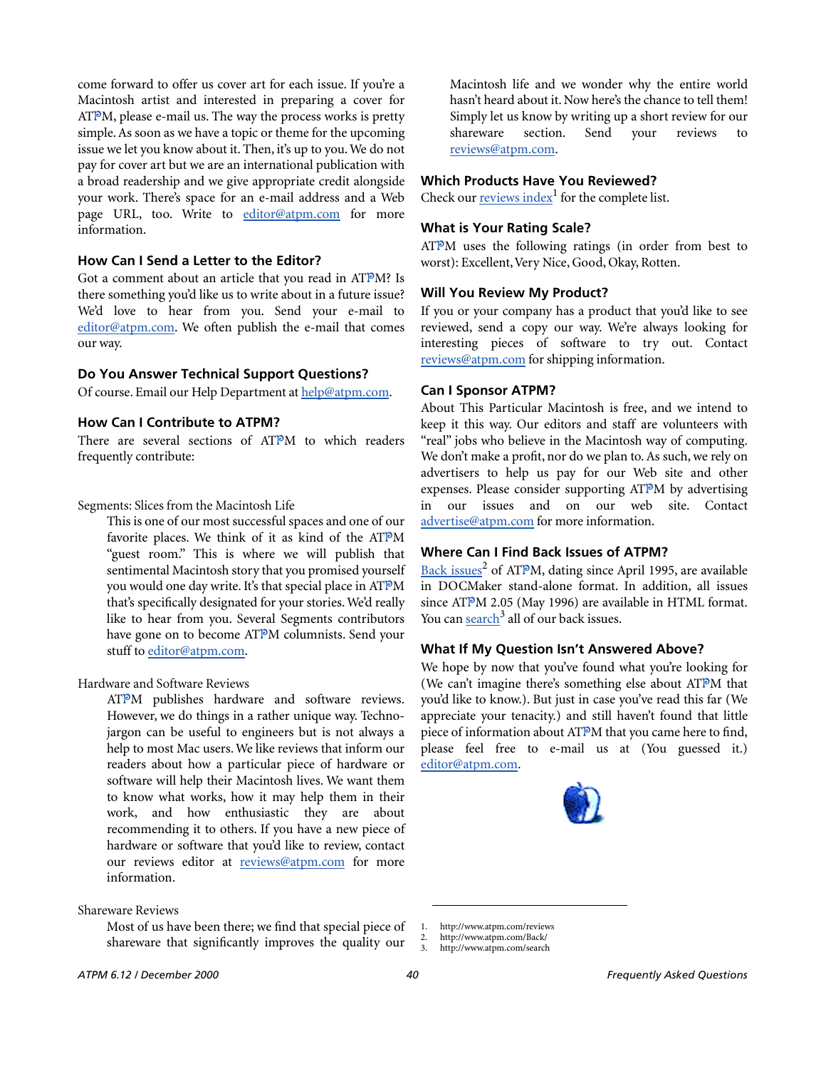come forward to offer us cover art for each issue. If you're a Macintosh artist and interested in preparing a cover for ATPM, please e-mail us. The way the process works is pretty simple. As soon as we have a topic or theme for the upcoming issue we let you know about it. Then, it's up to you. We do not pay for cover art but we are an international publication with a broad readership and we give appropriate credit alongside your work. There's space for an e-mail address and a Web page URL, too. Write to editor@atpm.com for more information.

### How Can I Send a Letter to the Editor?

Got a comment about an article that you read in ATPM? Is there something you'd like us to write about in a future issue? We'd love to hear from you. Send your e-mail to editor@atpm.com. We often publish the e-mail that comes our way.

### Do You Answer Technical Support Questions?

Of course. Email our Help Department at help@atpm.com.

### How Can I Contribute to ATPM?

There are several sections of ATPM to which readers frequently contribute:

Segments: Slices from the Macintosh Life

> This is one of our most successful spaces and one of our favorite places. We think of it as kind of the ATPM "guest room." This is where we will publish that sentimental Macintosh story that you promised yourself you would one day write. It's that special place in ATPM that's specifically designated for your stories. We'd really like to hear from you. Several Segments contributors have gone on to become ATPM columnists. Send your stuff to editor@atpm.com.

Hardware and Software Reviews

> ATPM publishes hardware and software reviews. However, we do things in a rather unique way. Techno-jargon can be useful to engineers but is not always a help to most Mac users. We like reviews that inform our readers about how a particular piece of hardware or software will help their Macintosh lives. We want them to know what works, how it may help them in their work, and how enthusiastic they are about recommending it to others. If you have a new piece of hardware or software that you'd like to review, contact our reviews editor at reviews@atpm.com for more information.

Shareware Reviews

> Most of us have been there; we find that special piece of shareware that significantly improves the quality our Macintosh life and we wonder why the entire world hasn't heard about it. Now here's the chance to tell them! Simply let us know by writing up a short review for our shareware section. Send your reviews to reviews@atpm.com.

### Which Products Have You Reviewed?

Check our reviews index[1] for the complete list.

### What is Your Rating Scale?

ATPM uses the following ratings (in order from best to worst): Excellent, Very Nice, Good, Okay, Rotten.

### Will You Review My Product?

If you or your company has a product that you'd like to see reviewed, send a copy our way. We're always looking for interesting pieces of software to try out. Contact reviews@atpm.com for shipping information.

### Can I Sponsor ATPM?

About This Particular Macintosh is free, and we intend to keep it this way. Our editors and staff are volunteers with "real" jobs who believe in the Macintosh way of computing. We don't make a profit, nor do we plan to. As such, we rely on advertisers to help us pay for our Web site and other expenses. Please consider supporting ATPM by advertising in our issues and on our web site. Contact advertise@atpm.com for more information.

### Where Can I Find Back Issues of ATPM?

Back issues[2] of ATPM, dating since April 1995, are available in DOCMaker stand-alone format. In addition, all issues since ATPM 2.05 (May 1996) are available in HTML format. You can search[3] all of our back issues.

### What If My Question Isn't Answered Above?

We hope by now that you've found what you're looking for (We can't imagine there's something else about ATPM that you'd like to know.). But just in case you've read this far (We appreciate your tenacity.) and still haven't found that little piece of information about ATPM that you came here to find, please feel free to e-mail us at (You guessed it.) editor@atpm.com.

1. http://www.atpm.com/reviews
2. http://www.atpm.com/Back/
3. http://www.atpm.com/search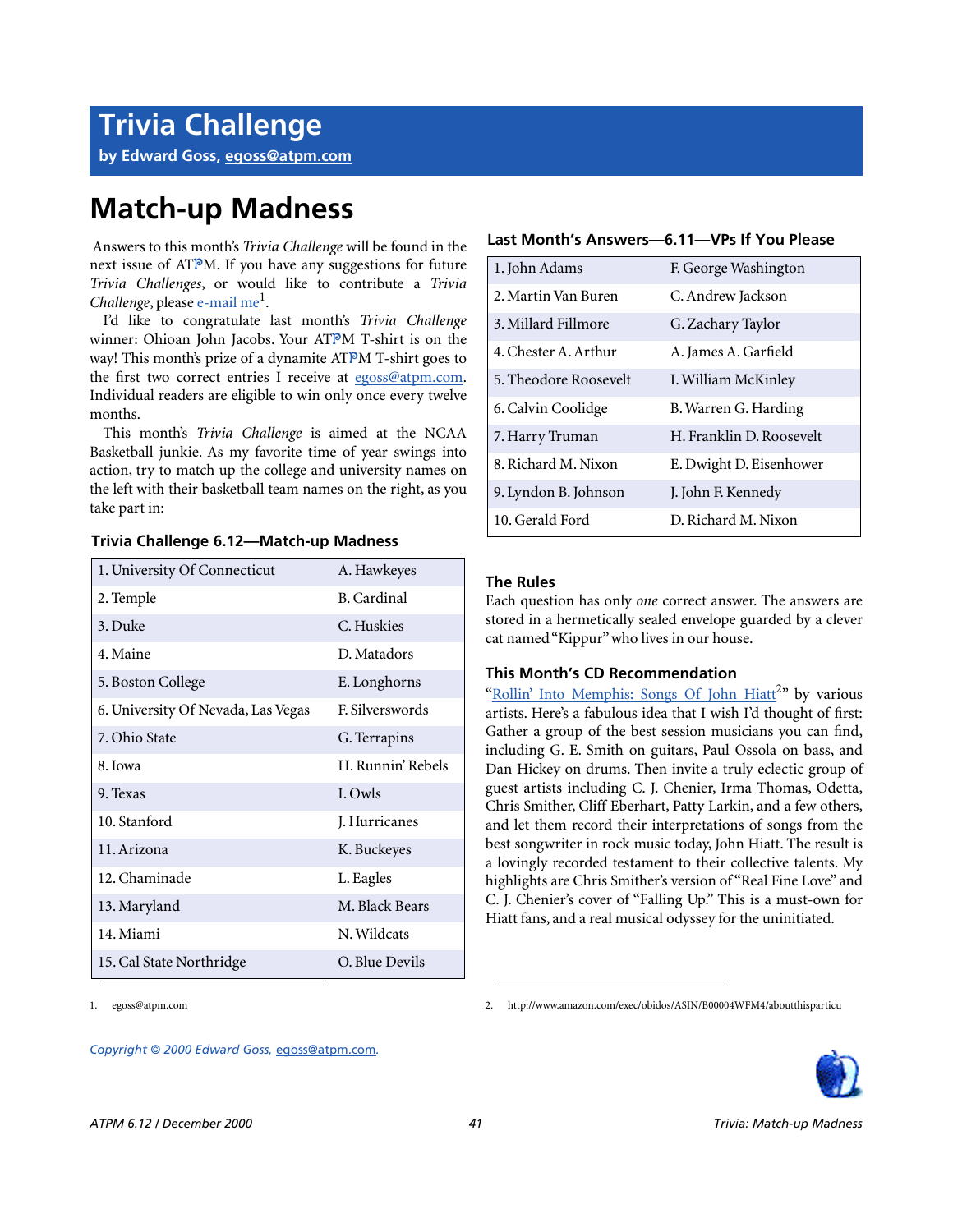# Trivia Challenge

**by Edward Goss, egoss@atpm.com**

## Match-up Madness

Answers to this month's *Trivia Challenge* will be found in the next issue of ATPM. If you have any suggestions for future *Trivia Challenges*, or would like to contribute a *Trivia Challenge*, please e-mail me[1].

I'd like to congratulate last month's *Trivia Challenge* winner: Ohioan John Jacobs. Your ATPM T-shirt is on the way! This month's prize of a dynamite ATPM T-shirt goes to the first two correct entries I receive at egoss@atpm.com. Individual readers are eligible to win only once every twelve months.

This month's *Trivia Challenge* is aimed at the NCAA Basketball junkie. As my favorite time of year swings into action, try to match up the college and university names on the left with their basketball team names on the right, as you take part in:

### Trivia Challenge 6.12—Match-up Madness

| | |
|---|---|
| 1. University Of Connecticut | A. Hawkeyes |
| 2. Temple | B. Cardinal |
| 3. Duke | C. Huskies |
| 4. Maine | D. Matadors |
| 5. Boston College | E. Longhorns |
| 6. University Of Nevada, Las Vegas | F. Silverswords |
| 7. Ohio State | G. Terrapins |
| 8. Iowa | H. Runnin' Rebels |
| 9. Texas | I. Owls |
| 10. Stanford | J. Hurricanes |
| 11. Arizona | K. Buckeyes |
| 12. Chaminade | L. Eagles |
| 13. Maryland | M. Black Bears |
| 14. Miami | N. Wildcats |
| 15. Cal State Northridge | O. Blue Devils |

### Last Month's Answers—6.11—VPs If You Please

| | |
|---|---|
| 1. John Adams | F. George Washington |
| 2. Martin Van Buren | C. Andrew Jackson |
| 3. Millard Fillmore | G. Zachary Taylor |
| 4. Chester A. Arthur | A. James A. Garfield |
| 5. Theodore Roosevelt | I. William McKinley |
| 6. Calvin Coolidge | B. Warren G. Harding |
| 7. Harry Truman | H. Franklin D. Roosevelt |
| 8. Richard M. Nixon | E. Dwight D. Eisenhower |
| 9. Lyndon B. Johnson | J. John F. Kennedy |
| 10. Gerald Ford | D. Richard M. Nixon |

### The Rules

Each question has only *one* correct answer. The answers are stored in a hermetically sealed envelope guarded by a clever cat named "Kippur" who lives in our house.

### This Month's CD Recommendation

"Rollin' Into Memphis: Songs Of John Hiatt[2]" by various artists. Here's a fabulous idea that I wish I'd thought of first: Gather a group of the best session musicians you can find, including G. E. Smith on guitars, Paul Ossola on bass, and Dan Hickey on drums. Then invite a truly eclectic group of guest artists including C. J. Chenier, Irma Thomas, Odetta, Chris Smither, Cliff Eberhart, Patty Larkin, and a few others, and let them record their interpretations of songs from the best songwriter in rock music today, John Hiatt. The result is a lovingly recorded testament to their collective talents. My highlights are Chris Smither's version of "Real Fine Love" and C. J. Chenier's cover of "Falling Up." This is a must-own for Hiatt fans, and a real musical odyssey for the uninitiated.

1. egoss@atpm.com

2. http://www.amazon.com/exec/obidos/ASIN/B00004WFM4/aboutthisparticu

*Copyright © 2000 Edward Goss, egoss@atpm.com.*